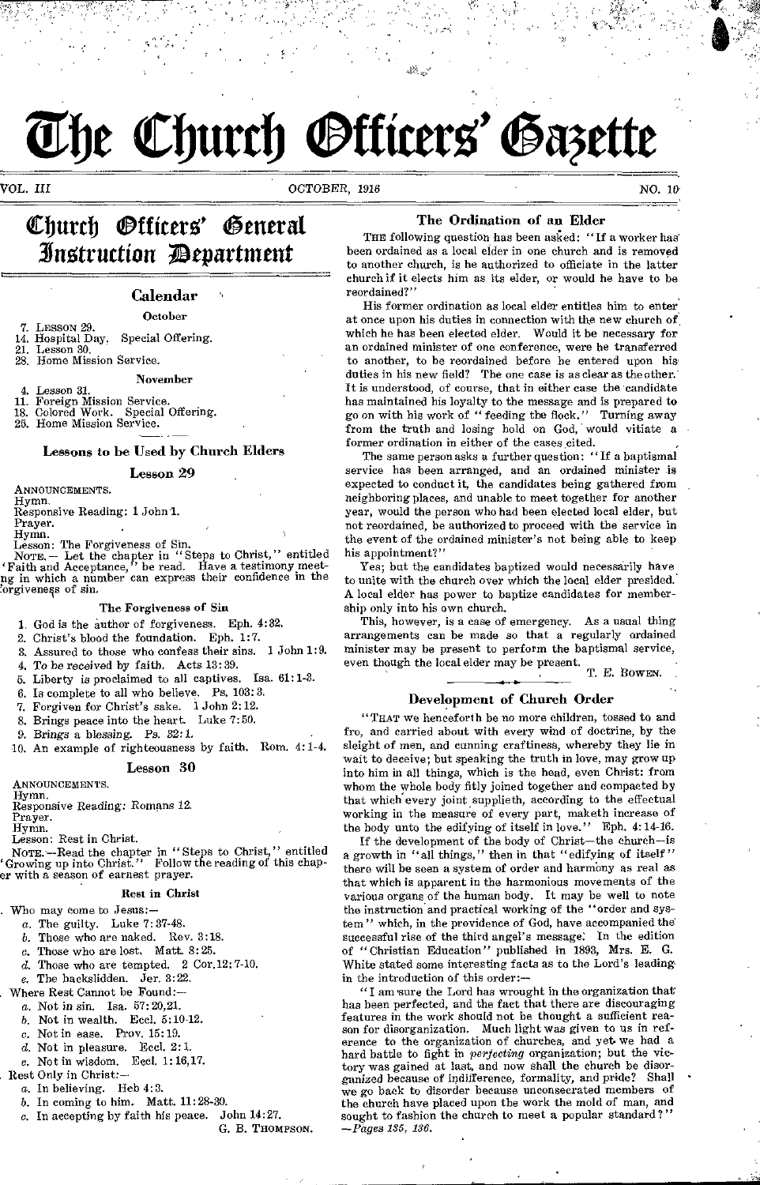# The Church Officers' Gazette

VOL. III — OCTOBER, 1916 — NO. 10

## Church Officers' General Instruction Department

### Calendar

**October**

7. Lesson 29.
14. Hospital Day. Special Offering.
21. Lesson 30.
28. Home Mission Service.

**November**

4. Lesson 31.
11. Foreign Mission Service.
18. Colored Work. Special Offering.
25. Home Mission Service.

### Lessons to be Used by Church Elders

#### Lesson 29

ANNOUNCEMENTS.
Hymn.
Responsive Reading: 1 John 1.
Prayer.
Hymn.
Lesson: The Forgiveness of Sin.

NOTE.— Let the chapter in "Steps to Christ," entitled 'Faith and Acceptance," be read. Have a testimony meeting in which a number can express their confidence in the forgiveness of sin.

**The Forgiveness of Sin**

1. God is the author of forgiveness. Eph. 4:32.
2. Christ's blood the foundation. Eph. 1:7.
3. Assured to those who confess their sins. 1 John 1:9.
4. To be received by faith. Acts 13:39.
5. Liberty is proclaimed to all captives. Isa. 61:1-3.
6. Is complete to all who believe. Ps. 103:3.
7. Forgiven for Christ's sake. 1 John 2:12.
8. Brings peace into the heart. Luke 7:50.
9. Brings a blessing. Ps. 32:1.
10. An example of righteousness by faith. Rom. 4:1-4.

#### Lesson 30

ANNOUNCEMENTS.
Hymn.
Responsive Reading: Romans 12.
Prayer.
Hymn.
Lesson: Rest in Christ.

NOTE.—Read the chapter in "Steps to Christ," entitled 'Growing up into Christ." Follow the reading of this chapter with a season of earnest prayer.

**Rest in Christ**

1. Who may come to Jesus:—
   a. The guilty. Luke 7:37-48.
   b. Those who are naked. Rev. 3:18.
   c. Those who are lost. Matt. 8:25.
   d. Those who are tempted. 2 Cor.12:7-10.
   e. The backslidden. Jer. 3:22.
2. Where Rest Cannot be Found:—
   a. Not in sin. Isa. 57:20,21.
   b. Not in wealth. Eccl. 5:10-12.
   c. Not in ease. Prov. 15:19.
   d. Not in pleasure. Eccl. 2:1.
   e. Not in wisdom. Eccl. 1:16,17.
3. Rest Only in Christ:—
   a. In believing. Heb 4:3.
   b. In coming to him. Matt. 11:28-30.
   c. In accepting by faith his peace. John 14:27.

G. B. THOMPSON.

### The Ordination of an Elder

THE following question has been asked: "If a worker has been ordained as a local elder in one church and is removed to another church, is he authorized to officiate in the latter church if it elects him as its elder, or would he have to be reordained?"

His former ordination as local elder entitles him to enter at once upon his duties in connection with the new church of which he has been elected elder. Would it be necessary for an ordained minister of one conference, were he transferred to another, to be reordained before he entered upon his duties in his new field? The one case is as clear as the other. It is understood, of course, that in either case the candidate has maintained his loyalty to the message and is prepared to go on with his work of "feeding the flock." Turning away from the truth and losing hold on God, would vitiate a former ordination in either of the cases cited.

The same person asks a further question: "If a baptismal service has been arranged, and an ordained minister is expected to conduct it, the candidates being gathered from neighboring places, and unable to meet together for another year, would the person who had been elected local elder, but not reordained, be authorized to proceed with the service in the event of the ordained minister's not being able to keep his appointment?"

Yes; but the candidates baptized would necessarily have to unite with the church over which the local elder presided. A local elder has power to baptize candidates for membership only into his own church.

This, however, is a case of emergency. As a usual thing arrangements can be made so that a regularly ordained minister may be present to perform the baptismal service, even though the local elder may be present.

T. E. BOWEN.

### Development of Church Order

"THAT we henceforth be no more children, tossed to and fro, and carried about with every wind of doctrine, by the sleight of men, and cunning craftiness, whereby they lie in wait to deceive; but speaking the truth in love, may grow up into him in all things, which is the head, even Christ: from whom the whole body fitly joined together and compacted by that which every joint supplieth, according to the effectual working in the measure of every part, maketh increase of the body unto the edifying of itself in love." Eph. 4:14-16.

If the development of the body of Christ—the church—is a growth in "all things," then in that "edifying of itself" there will be seen a system of order and harmony as real as that which is apparent in the harmonious movements of the various organs of the human body. It may be well to note the instruction and practical working of the "order and system" which, in the providence of God, have accompanied the successful rise of the third angel's message. In the edition of "Christian Education" published in 1893, Mrs. E. G. White stated some interesting facts as to the Lord's leading in the introduction of this order:—

"I am sure the Lord has wrought in the organization that has been perfected, and the fact that there are discouraging features in the work should not be thought a sufficient reason for disorganization. Much light was given to us in reference to the organization of churches, and yet we had a hard battle to fight in *perfecting* organization; but the victory was gained at last, and now shall the church be disorganized because of indifference, formality, and pride? Shall we go back to disorder because unconsecrated members of the church have placed upon the work the mold of man, and sought to fashion the church to meet a popular standard?" —*Pages 135, 136.*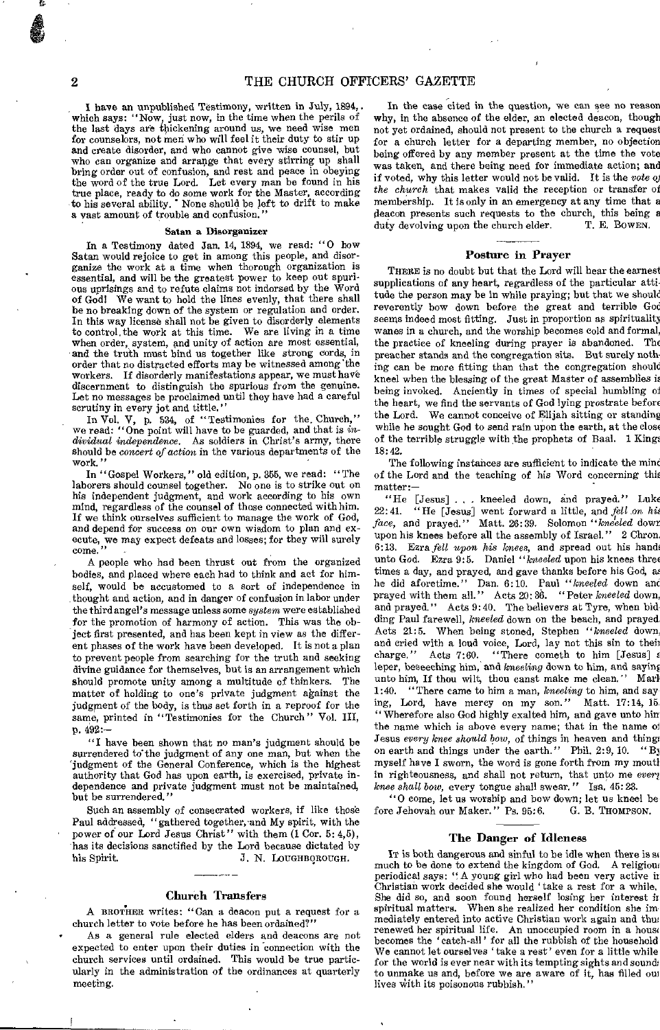I have an unpublished Testimony, written in July, 1894, which says: "Now, just now, in the time when the perils of the last days are thickening around us, we need wise men for counselors, not men who will feel it their duty to stir up and create disorder, and who cannot give wise counsel, but who can organize and arrange that every stirring up shall bring order out of confusion, and rest and peace in obeying the word of the true Lord. Let every man be found in his true place, ready to do some work for the Master, according to his several ability. None should be left to drift to make a vast amount of trouble and confusion."

#### Satan a Disorganizer

In a Testimony dated Jan. 14, 1894, we read: "O how Satan would rejoice to get in among this people, and disorganize the work at a time when thorough organization is essential, and will be the greatest power to keep out spurious uprisings and to refute claims not indorsed by the Word of God! We want to hold the lines evenly, that there shall be no breaking down of the system or regulation and order. In this way license shall not be given to disorderly elements to control the work at this time. We are living in a time when order, system, and unity of action are most essential, and the truth must bind us together like strong cords, in order that no distracted efforts may be witnessed among the workers. If disorderly manifestations appear, we must have discernment to distinguish the spurious from the genuine. Let no messages be proclaimed until they have had a careful scrutiny in every jot and tittle."

In Vol. V, p. 534, of "Testimonies for the Church," we read: "One point will have to be guarded, and that is *individual independence*. As soldiers in Christ's army, there should be *concert of action* in the various departments of the work."

In "Gospel Workers," old edition, p. 355, we read: "The laborers should counsel together. No one is to strike out on his independent judgment, and work according to his own mind, regardless of the counsel of those connected with him. If we think ourselves sufficient to manage the work of God, and depend for success on our own wisdom to plan and execute, we may expect defeats and losses; for they will surely come."

A people who had been thrust out from the organized bodies, and placed where each had to think and act for himself, would be accustomed to a sort of independence in thought and action, and in danger of confusion in labor under the third angel's message unless some *system* were established for the promotion of harmony of action. This was the object first presented, and has been kept in view as the different phases of the work have been developed. It is not a plan to prevent people from searching for the truth and seeking divine guidance for themselves, but is an arrangement which should promote unity among a multitude of thinkers. The matter of holding to one's private judgment against the judgment of the body, is thus set forth in a reproof for the same, printed in "Testimonies for the Church" Vol. III, p. 492:—

"I have been shown that no man's judgment should be surrendered to the judgment of any one man, but when the judgment of the General Conference, which is the highest authority that God has upon earth, is exercised, private independence and private judgment must not be maintained, but be surrendered."

Such an assembly of consecrated workers, if like those Paul addressed, "gathered together, and My spirit, with the power of our Lord Jesus Christ" with them (1 Cor. 5:4,5), has its decisions sanctified by the Lord because dictated by his Spirit.

J. N. LOUGHBOROUGH.

## Church Transfers

A BROTHER writes: "Can a deacon put a request for a church letter to vote before he has been ordained?"

As a general rule elected elders and deacons are not expected to enter upon their duties in connection with the church services until ordained. This would be true particularly in the administration of the ordinances at quarterly meeting.

In the case cited in the question, we can see no reason why, in the absence of the elder, an elected deacon, though not yet ordained, should not present to the church a request for a church letter for a departing member, no objection being offered by any member present at the time the vote was taken, and there being need for immediate action; and if voted, why this letter would not be valid. It is the *vote of the church* that makes valid the reception or transfer of membership. It is only in an emergency at any time that a deacon presents such requests to the church, this being a duty devolving upon the church elder.

T. E. BOWEN.

## Posture in Prayer

THERE is no doubt but that the Lord will hear the earnest supplications of any heart, regardless of the particular attitude the person may be in while praying; but that we should reverently bow down before the great and terrible God seems indeed most fitting. Just in proportion as spirituality wanes in a church, and the worship becomes cold and formal, the practice of kneeling during prayer is abandoned. The preacher stands and the congregation sits. But surely nothing can be more fitting than that the congregation should kneel when the blessing of the great Master of assemblies is being invoked. Anciently in times of special humbling of the heart, we find the servants of God lying prostrate before the Lord. We cannot conceive of Elijah sitting or standing while he sought God to send rain upon the earth, at the close of the terrible struggle with the prophets of Baal. 1 Kings 18:42.

The following instances are sufficient to indicate the mind of the Lord and the teaching of his Word concerning this matter:—

"He [Jesus] . . . kneeled down, and prayed." Luke 22:41. "He [Jesus] went forward a little, and *fell on his face*, and prayed." Matt. 26:39. Solomon "*kneeled* down upon his knees before all the assembly of Israel." 2 Chron. 6:13. Ezra *fell upon his knees*, and spread out his hands unto God. Ezra 9:5. Daniel "*kneeled* upon his knees three times a day, and prayed, and gave thanks before his God, as he did aforetime." Dan. 6:10. Paul "*kneeled* down and prayed with them all." Acts 20:36. "Peter *kneeled* down, and prayed." Acts 9:40. The believers at Tyre, when bidding Paul farewell, *kneeled* down on the beach, and prayed. Acts 21:5. When being stoned, Stephen "*kneeled* down, and cried with a loud voice, Lord, lay not this sin to their charge." Acts 7:60. "There cometh to him [Jesus] a leper, beseeching him, and *kneeling* down to him, and saying unto him, If thou wilt, thou canst make me clean." Mark 1:40. "There came to him a man, *kneeling* to him, and saying, Lord, have mercy on my son." Matt. 17:14, 15. "Wherefore also God highly exalted him, and gave unto him the name which is above every name; that in the name of Jesus *every knee should bow*, of things in heaven and things on earth and things under the earth." Phil. 2:9, 10. "By myself have I sworn, the word is gone forth from my mouth in righteousness, and shall not return, that unto me *every knee shall bow*, every tongue shall swear." Isa. 45:23.

"O come, let us worship and bow down; let us kneel before Jehovah our Maker." Ps. 95:6.

G. B. THOMPSON.

## The Danger of Idleness

IT is both dangerous and sinful to be idle when there is so much to be done to extend the kingdom of God. A religious periodical says: "A young girl who had been very active in Christian work decided she would 'take a rest for a while.' She did so, and soon found herself losing her interest in spiritual matters. When she realized her condition she immediately entered into active Christian work again and thus renewed her spiritual life. An unoccupied room in a house becomes the 'catch-all' for all the rubbish of the household. We cannot let ourselves 'take a rest' even for a little while for the world is ever near with its tempting sights and sounds to unmake us and, before we are aware of it, has filled our lives with its poisonous rubbish."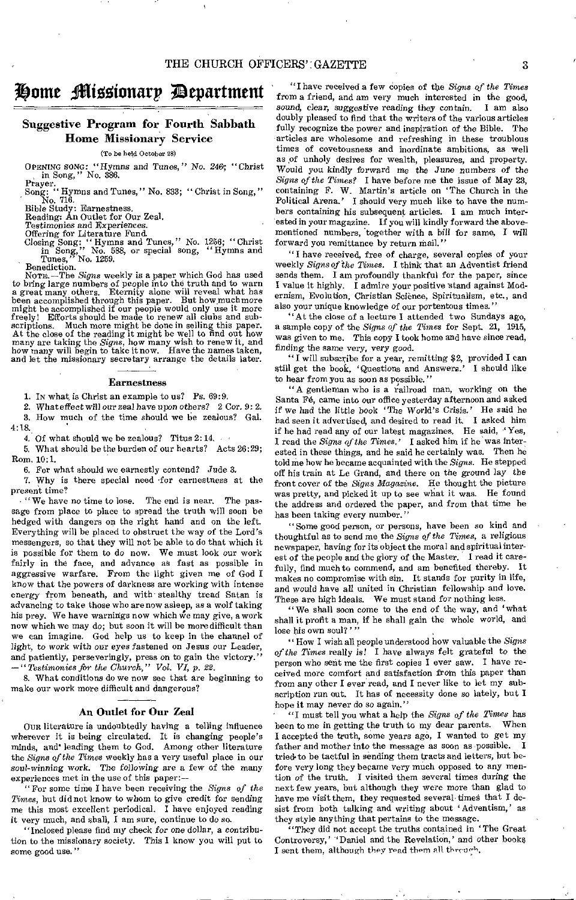# Home Missionary Department

## Suggestive Program for Fourth Sabbath Home Missionary Service

(To be held October 28)

OPENING SONG: "Hymns and Tunes," No. 246; "Christ in Song," No. 386.

Prayer.

Song: "Hymns and Tunes," No. 833; "Christ in Song," No. 716.

Bible Study: Earnestness.

Reading: An Outlet for Our Zeal.

*Testimonies and Experiences.*

Offering for Literature Fund.

Closing Song: "Hymns and Tunes," No. 1256; "Christ in Song," No. 588, or special song, "Hymns and Tunes," No. 1259.

Benediction.

NOTE.—The *Signs* weekly is a paper which God has used to bring large numbers of people into the truth and to warn a great many others. Eternity alone will reveal what has been accomplished through this paper. But how much more might be accomplished if our people would only use it more freely! Efforts should be made to renew all clubs and subscriptions. Much more might be done in selling this paper. At the close of the reading it might be well to find out how many are taking the *Signs*, how many wish to renew it, and how many will begin to take it now. Have the names taken, and let the missionary secretary arrange the details later.

### Earnestness

1. IN what is Christ an example to us? Ps. 69:9.

2. What effect will our zeal have upon others? 2 Cor. 9:2.

3. How much of the time should we be zealous? Gal. 4:18.

4. Of what should we be zealous? Titus 2:14.

5. What should be the burden of our hearts? Acts 26:29; Rom. 10:1.

6. For what should we earnestly contend? Jude 3.

7. Why is there special need for earnestness at the present time?

"We have no time to lose. The end is near. The passage from place to place to spread the truth will soon be hedged with dangers on the right hand and on the left. Everything will be placed to obstruct the way of the Lord's messengers, so that they will not be able to do that which it is possible for them to do now. We must look our work fairly in the face, and advance as fast as possible in aggressive warfare. From the light given me of God I know that the powers of darkness are working with intense energy from beneath, and with stealthy tread Satan is advancing to take those who are now asleep, as a wolf taking his prey. We have warnings now which we may give, a work now which we may do; but soon it will be more difficult than we can imagine. God help us to keep in the channel of light, to work with our eyes fastened on Jesus our Leader, and patiently, perseveringly, press on to gain the victory." —"*Testimonies for the Church," Vol. VI, p. 22.*

8. What conditions do we now see that are beginning to make our work more difficult and dangerous?

### An Outlet for Our Zeal

OUR literature is undoubtedly having a telling influence wherever it is being circulated. It is changing people's minds, and leading them to God. Among other literature the *Signs of the Times* weekly has a very useful place in our soul-winning work. The following are a few of the many experiences met in the use of this paper:—

"For some time I have been receiving the *Signs of the Times*, but did not know to whom to give credit for sending me this most excellent periodical. I have enjoyed reading it very much, and shall, I am sure, continue to do so.

"Inclosed please find my check for one dollar, a contribution to the missionary society. This I know you will put to some good use."

"I have received a few copies of the *Signs of the Times* from a friend, and am very much interested in the good, sound, clear, suggestive reading they contain. I am also doubly pleased to find that the writers of the various articles fully recognize the power and inspiration of the Bible. The articles are wholesome and refreshing in these troublous times of covetousness and inordinate ambitions, as well as of unholy desires for wealth, pleasures, and property. Would you kindly forward me the June numbers of the *Signs of the Times?* I have before me the issue of May 23, containing F. W. Martin's article on 'The Church in the Political Arena.' I should very much like to have the numbers containing his subsequent articles. I am much interested in your magazine. If you will kindly forward the above-mentioned numbers, together with a bill for same, I will forward you remittance by return mail."

"I have received, free of charge, several copies of your weekly *Signs of the Times*. I think that an Adventist friend sends them. I am profoundly thankful for the paper, since I value it highly. I admire your positive stand against Modernism, Evolution, Christian Science, Spiritualism, etc., and also your unique knowledge of our portentous times."

"At the close of a lecture I attended two Sundays ago, a sample copy of the *Signs of the Times* for Sept. 21, 1915, was given to me. This copy I took home and have since read, finding the same very, very good.

"I will subscribe for a year, remitting $2, provided I can still get the book, 'Questions and Answers.' I should like to hear from you as soon as possible."

"A gentleman who is a railroad man, working on the Santa Fé, came into our office yesterday afternoon and asked if we had the little book 'The World's Crisis.' He said he had seen it advertised, and desired to read it. I asked him if he had read any of our latest magazines. He said, 'Yes, I read the *Signs of the Times*.' I asked him if he was interested in these things, and he said he certainly was. Then he told me how he became acquainted with the *Signs*. He stepped off his train at Le Grand, and there on the ground lay the front cover of the *Signs Magazine*. He thought the picture was pretty, and picked it up to see what it was. He found the address and ordered the paper, and from that time he has been taking every number."

"Some good person, or persons, have been so kind and thoughtful as to send me the *Signs of the Times*, a religious newspaper, having for its object the moral and spiritual interest of the people and the glory of the Master. I read it carefully, find much to commend, and am benefited thereby. It makes no compromise with sin. It stands for purity in life, and would have all united in Christian fellowship and love. These are high ideals. We must stand for nothing less.

"We shall soon come to the end of the way, and 'what shall it profit a man, if he shall gain the whole world, and lose his own soul?'"

"How I wish all people understood how valuable the *Signs of the Times* really is! I have always felt grateful to the person who sent me the first copies I ever saw. I have received more comfort and satisfaction from this paper than from any other I ever read, and I never like to let my subscription run out. It has of necessity done so lately, but I hope it may never do so again."

"I must tell you what a help the *Signs of the Times* has been to me in getting the truth to my dear parents. When I accepted the truth, some years ago, I wanted to get my father and mother into the message as soon as possible. I tried to be tactful in sending them tracts and letters, but before very long they became very much opposed to any mention of the truth. I visited them several times during the next few years, but although they were more than glad to have me visit them, they requested several times that I desist from both talking and writing about 'Adventism,' as they style anything that pertains to the message.

"They did not accept the truths contained in 'The Great Controversy,' 'Daniel and the Revelation,' and other books I sent them, although they read them all through.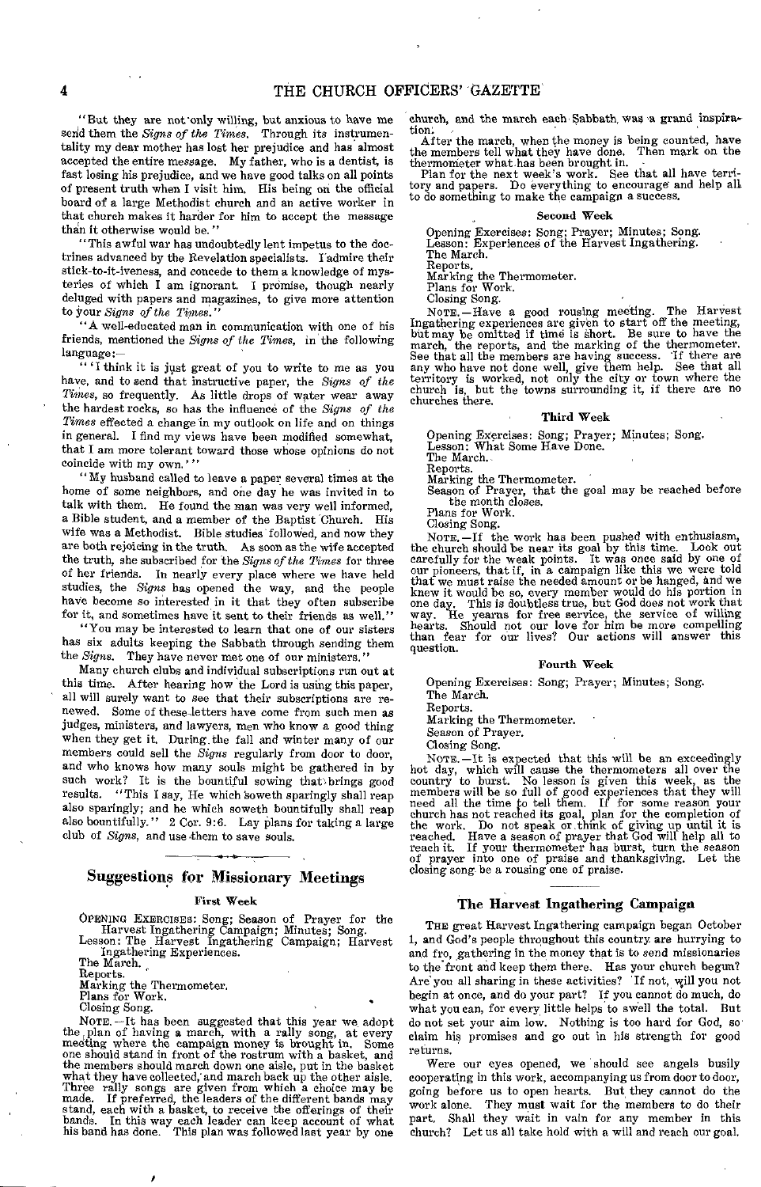"But they are not only willing, but anxious to have me send them the *Signs of the Times*. Through its instrumentality my dear mother has lost her prejudice and has almost accepted the entire message. My father, who is a dentist, is fast losing his prejudice, and we have good talks on all points of present truth when I visit him. His being on the official board of a large Methodist church and an active worker in that church makes it harder for him to accept the message than it otherwise would be."

"This awful war has undoubtedly lent impetus to the doctrines advanced by the Revelation specialists. I admire their stick-to-it-iveness, and concede to them a knowledge of mysteries of which I am ignorant. I promise, though nearly deluged with papers and magazines, to give more attention to your *Signs of the Times*."

"A well-educated man in communication with one of his friends, mentioned the *Signs of the Times*, in the following language:—

"'I think it is just great of you to write to me as you have, and to send that instructive paper, the *Signs of the Times*, so frequently. As little drops of water wear away the hardest rocks, so has the influence of the *Signs of the Times* effected a change in my outlook on life and on things in general. I find my views have been modified somewhat, that I am more tolerant toward those whose opinions do not coincide with my own.'"

"My husband called to leave a paper several times at the home of some neighbors, and one day he was invited in to talk with them. He found the man was very well informed, a Bible student, and a member of the Baptist Church. His wife was a Methodist. Bible studies followed, and now they are both rejoicing in the truth. As soon as the wife accepted the truth, she subscribed for the *Signs of the Times* for three of her friends. In nearly every place where we have held studies, the *Signs* has opened the way, and the people have become so interested in it that they often subscribe for it, and sometimes have it sent to their friends as well."

"You may be interested to learn that one of our sisters has six adults keeping the Sabbath through sending them the *Signs*. They have never met one of our ministers."

Many church clubs and individual subscriptions run out at this time. After hearing how the Lord is using this paper, all will surely want to see that their subscriptions are renewed. Some of these letters have come from such men as judges, ministers, and lawyers, men who know a good thing when they get it. During the fall and winter many of our members could sell the *Signs* regularly from door to door, and who knows how many souls might be gathered in by such work? It is the bountiful sowing that brings good results. "This I say, He which soweth sparingly shall reap also sparingly; and he which soweth bountifully shall reap also bountifully." 2 Cor. 9:6. Lay plans for taking a large club of *Signs*, and use them to save souls.

## Suggestions for Missionary Meetings

### First Week

OPENING EXERCISES: Song; Season of Prayer for the Harvest Ingathering Campaign; Minutes; Song.
Lesson: The Harvest Ingathering Campaign; Harvest Ingathering Experiences.
The March.
Reports.
Marking the Thermometer.
Plans for Work.
Closing Song.

NOTE.—It has been suggested that this year we adopt the plan of having a march, with a rally song, at every meeting where the campaign money is brought in. Some one should stand in front of the rostrum with a basket, and the members should march down one aisle, put in the basket what they have collected, and march back up the other aisle. Three rally songs are given from which a choice may be made. If preferred, the leaders of the different bands may stand, each with a basket, to receive the offerings of their bands. In this way each leader can keep account of what his band has done. This plan was followed last year by one church, and the march each Sabbath was a grand inspiration.

After the march, when the money is being counted, have the members tell what they have done. Then mark on the thermometer what has been brought in.

Plan for the next week's work. See that all have territory and papers. Do everything to encourage and help all to do something to make the campaign a success.

### Second Week

Opening Exercises: Song; Prayer; Minutes; Song.
Lesson: Experiences of the Harvest Ingathering.
The March.
Reports.
Marking the Thermometer.
Plans for Work.
Closing Song.

NOTE.—Have a good rousing meeting. The Harvest Ingathering experiences are given to start off the meeting, but may be omitted if time is short. Be sure to have the march, the reports, and the marking of the thermometer. See that all the members are having success. If there are any who have not done well, give them help. See that all territory is worked, not only the city or town where the church is, but the towns surrounding it, if there are no churches there.

### Third Week

Opening Exercises: Song; Prayer; Minutes; Song.
Lesson: What Some Have Done.
The March.
Reports.
Marking the Thermometer.
Season of Prayer, that the goal may be reached before the month closes.
Plans for Work.
Closing Song.

NOTE.—If the work has been pushed with enthusiasm, the church should be near its goal by this time. Look out carefully for the weak points. It was once said by one of our pioneers, that if, in a campaign like this we were told that we must raise the needed amount or be hanged, and we knew it would be so, every member would do his portion in one day. This is doubtless true, but God does not work that way. He yearns for free service, the service of willing hearts. Should not our love for him be more compelling than fear for our lives? Our actions will answer this question.

### Fourth Week

Opening Exercises: Song; Prayer; Minutes; Song.
The March.
Reports.
Marking the Thermometer.
Season of Prayer.
Closing Song.

NOTE.—It is expected that this will be an exceedingly hot day, which will cause the thermometers all over the country to burst. No lesson is given this week, as the members will be so full of good experiences that they will need all the time to tell them. If for some reason your church has not reached its goal, plan for the completion of the work. Do not speak or think of giving up until it is reached. Have a season of prayer that God will help all to reach it. If your thermometer has burst, turn the season of prayer into one of praise and thanksgiving. Let the closing song be a rousing one of praise.

## The Harvest Ingathering Campaign

THE great Harvest Ingathering campaign began October 1, and God's people throughout this country are hurrying to and fro, gathering in the money that is to send missionaries to the front and keep them there. Has your church begun? Are you all sharing in these activities? If not, will you not begin at once, and do your part? If you cannot do much, do what you can, for every little helps to swell the total. But do not set your aim low. Nothing is too hard for God, so claim his promises and go out in his strength for good returns.

Were our eyes opened, we should see angels busily cooperating in this work, accompanying us from door to door, going before us to open hearts. But they cannot do the work alone. They must wait for the members to do their part. Shall they wait in vain for any member in this church? Let us all take hold with a will and reach our goal.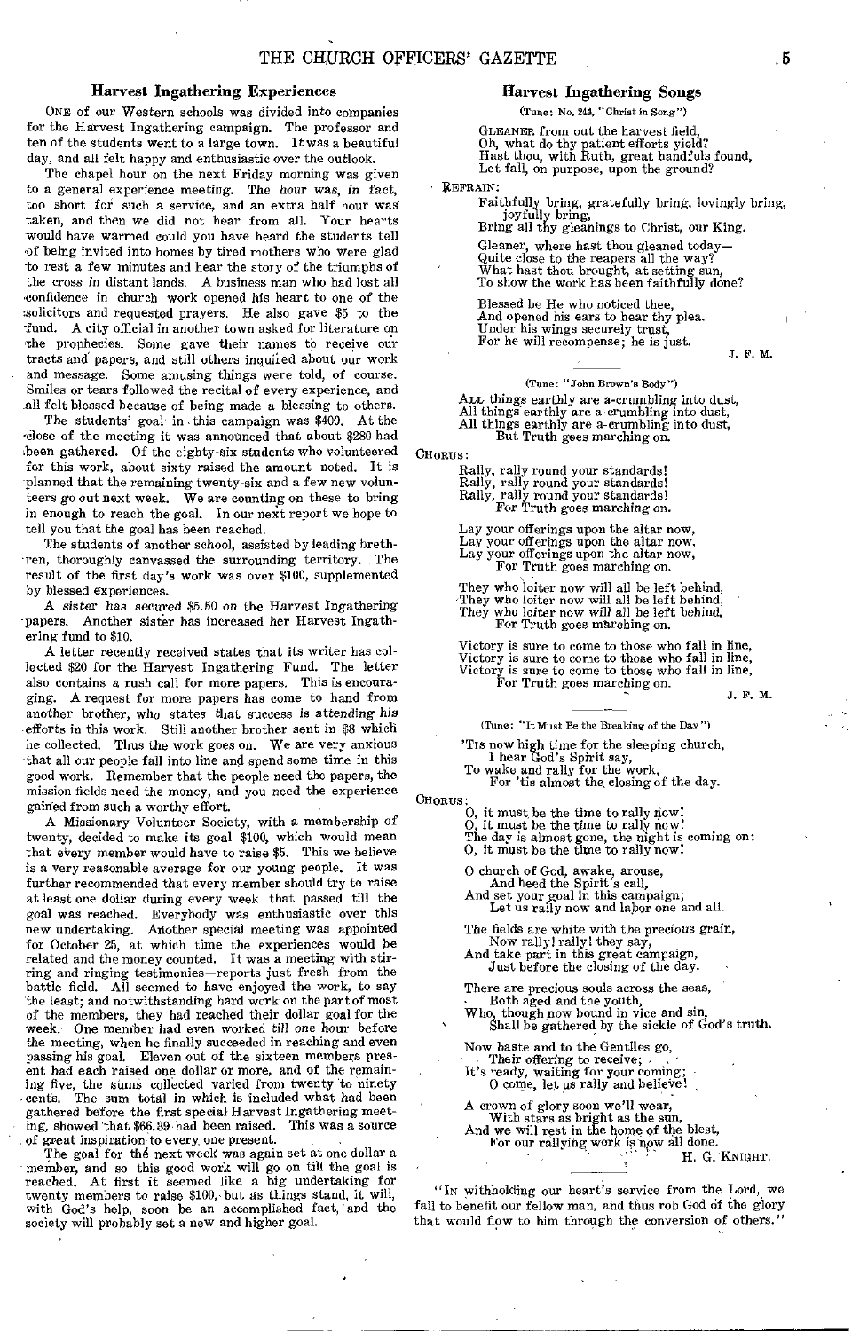## Harvest Ingathering Experiences

One of our Western schools was divided into companies for the Harvest Ingathering campaign. The professor and ten of the students went to a large town. It was a beautiful day, and all felt happy and enthusiastic over the outlook.

The chapel hour on the next Friday morning was given to a general experience meeting. The hour was, in fact, too short for such a service, and an extra half hour was taken, and then we did not hear from all. Your hearts would have warmed could you have heard the students tell of being invited into homes by tired mothers who were glad to rest a few minutes and hear the story of the triumphs of the cross in distant lands. A business man who had lost all confidence in church work opened his heart to one of the solicitors and requested prayers. He also gave $5 to the fund. A city official in another town asked for literature on the prophecies. Some gave their names to receive our tracts and papers, and still others inquired about our work and message. Some amusing things were told, of course. Smiles or tears followed the recital of every experience, and all felt blessed because of being made a blessing to others.

The students' goal in this campaign was $400. At the close of the meeting it was announced that about $280 had been gathered. Of the eighty-six students who volunteered for this work, about sixty raised the amount noted. It is planned that the remaining twenty-six and a few new volunteers go out next week. We are counting on these to bring in enough to reach the goal. In our next report we hope to tell you that the goal has been reached.

The students of another school, assisted by leading brethren, thoroughly canvassed the surrounding territory. The result of the first day's work was over $100, supplemented by blessed experiences.

A sister has secured $5.50 on the Harvest Ingathering papers. Another sister has increased her Harvest Ingathering fund to $10.

A letter recently received states that its writer has collected $20 for the Harvest Ingathering Fund. The letter also contains a rush call for more papers. This is encouraging. A request for more papers has come to hand from another brother, who states that success is attending his efforts in this work. Still another brother sent in $8 which he collected. Thus the work goes on. We are very anxious that all our people fall into line and spend some time in this good work. Remember that the people need the papers, the mission fields need the money, and you need the experience gained from such a worthy effort.

A Missionary Volunteer Society, with a membership of twenty, decided to make its goal $100, which would mean that every member would have to raise $5. This we believe is a very reasonable average for our young people. It was further recommended that every member should try to raise at least one dollar during every week that passed till the goal was reached. Everybody was enthusiastic over this new undertaking. Another special meeting was appointed for October 25, at which time the experiences would be related and the money counted. It was a meeting with stirring and ringing testimonies—reports just fresh from the battle field. All seemed to have enjoyed the work, to say the least; and notwithstanding hard work on the part of most of the members, they had reached their dollar goal for the week. One member had even worked till one hour before the meeting, when he finally succeeded in reaching and even passing his goal. Eleven out of the sixteen members present had each raised one dollar or more, and of the remaining five, the sums collected varied from twenty to ninety cents. The sum total in which is included what had been gathered before the first special Harvest Ingathering meeting, showed that $66.39 had been raised. This was a source of great inspiration to every one present.

The goal for the next week was again set at one dollar a member, and so this good work will go on till the goal is reached. At first it seemed like a big undertaking for twenty members to raise $100, but as things stand, it will, with God's help, soon be an accomplished fact, and the society will probably set a new and higher goal.

## Harvest Ingathering Songs

(Tune: No. 244, "Christ in Song")

Gleaner from out the harvest field,
Oh, what do thy patient efforts yield?
Hast thou, with Ruth, great handfuls found,
Let fall, on purpose, upon the ground?

Refrain:
Faithfully bring, gratefully bring, lovingly bring, joyfully bring,
Bring all thy gleanings to Christ, our King.

Gleaner, where hast thou gleaned today—
Quite close to the reapers all the way?
What hast thou brought, at setting sun,
To show the work has been faithfully done?

Blessed be He who noticed thee,
And opened his ears to hear thy plea.
Under his wings securely trust,
For he will recompense; he is just.

J. F. M.

---

(Tune: "John Brown's Body")

All things earthly are a-crumbling into dust,
All things earthly are a-crumbling into dust,
All things earthly are a-crumbling into dust,
But Truth goes marching on.

Chorus:
Rally, rally round your standards!
Rally, rally round your standards!
Rally, rally round your standards!
For Truth goes marching on.

Lay your offerings upon the altar now,
Lay your offerings upon the altar now,
Lay your offerings upon the altar now,
For Truth goes marching on.

They who loiter now will all be left behind,
They who loiter now will all be left behind,
They who loiter now will all be left behind,
For Truth goes marching on.

Victory is sure to come to those who fall in line,
Victory is sure to come to those who fall in line,
Victory is sure to come to those who fall in line,
For Truth goes marching on.

J. F. M.

---

(Tune: "It Must Be the Breaking of the Day")

'Tis now high time for the sleeping church,
I hear God's Spirit say,
To wake and rally for the work,
For 'tis almost the closing of the day.

Chorus:
O, it must be the time to rally now!
O, it must be the time to rally now!
The day is almost gone, the night is coming on:
O, it must be the time to rally now!

O church of God, awake, arouse,
And heed the Spirit's call,
And set your goal in this campaign;
Let us rally now and labor one and all.

The fields are white with the precious grain,
Now rally! rally! they say,
And take part in this great campaign,
Just before the closing of the day.

There are precious souls across the seas,
Both aged and the youth,
Who, though now bound in vice and sin,
Shall be gathered by the sickle of God's truth.

Now haste and to the Gentiles go,
Their offering to receive;
It's ready, waiting for your coming;
O come, let us rally and believe!

A crown of glory soon we'll wear,
With stars as bright as the sun,
And we will rest in the home of the blest,
For our rallying work is now all done.

H. G. Knight.

---

"In withholding our heart's service from the Lord, we fail to benefit our fellow man, and thus rob God of the glory that would flow to him through the conversion of others."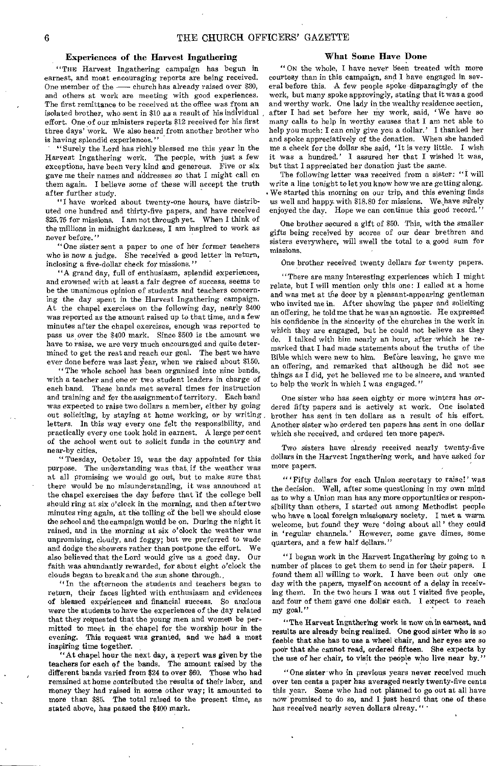## Experiences of the Harvest Ingathering

"THE Harvest Ingathering campaign has begun in earnest, and most encouraging reports are being received. One member of the —— church has already raised over $30, and others at work are meeting with good experiences. The first remittance to be received at the office was from an isolated brother, who sent in $10 as a result of his individual effort. One of our ministers reports $12 received for his first three days' work. We also heard from another brother who is having splendid experiences."

"Surely the Lord has richly blessed me this year in the Harvest Ingathering work. The people, with just a few exceptions, have been very kind and generous. Five or six gave me their names and addresses so that I might call on them again. I believe some of these will accept the truth after further study.

"I have worked about twenty-one hours, have distributed one hundred and thirty-five papers, and have received $25.75 for missions. I am not through yet. When I think of the millions in midnight darkness, I am inspired to work as never before."

"One sister sent a paper to one of her former teachers who is now a judge. She received a good letter in return, inclosing a five-dollar check for missions."

"A grand day, full of enthusiasm, splendid experiences, and crowned with at least a fair degree of success, seems to be the unanimous opinion of students and teachers concerning the day spent in the Harvest Ingathering campaign. At the chapel exercises on the following day, nearly $400 was reported as the amount raised up to that time, and a few minutes after the chapel exercises, enough was reported to pass us over the $400 mark. Since $500 is the amount we have to raise, we are very much encouraged and quite determined to get the rest and reach our goal. The best we have ever done before was last year, when we raised about $150.

"The whole school has been organized into nine bands, with a teacher and one or two student leaders in charge of each band. These bands met several times for instruction and training and for the assignment of territory. Each band was expected to raise two dollars a member, either by going out soliciting, by staying at home working, or by writing letters. In this way every one felt the responsibility, and practically every one took hold in earnest. A large per cent of the school went out to solicit funds in the country and near-by cities.

"Tuesday, October 19, was the day appointed for this purpose. The understanding was that if the weather was at all promising we would go out, but to make sure that there would be no misunderstanding, it was announced at the chapel exercises the day before that if the college bell should ring at six o'clock in the morning, and then after two minutes ring again, at the tolling of the bell we should close the school and the campaign would be on. During the night it rained, and in the morning at six o'clock the weather was unpromising, cloudy, and foggy; but we preferred to wade and dodge the showers rather than postpone the effort. We also believed that the Lord would give us a good day. Our faith was abundantly rewarded, for about eight o'clock the clouds began to break and the sun shone through.

"In the afternoon the students and teachers began to return, their faces lighted with enthusiasm and evidences of blessed experiences and financial success. So anxious were the students to have the experiences of the day related that they requested that the young men and women be permitted to meet in the chapel for the worship hour in the evening. This request was granted, and we had a most inspiring time together.

"At chapel hour the next day, a report was given by the teachers for each of the bands. The amount raised by the different bands varied from $24 to over $60. Those who had remained at home contributed the results of their labor, and money they had raised in some other way; it amounted to more than $85. The total raised to the present time, as stated above, has passed the $400 mark.

## What Some Have Done

"ON the whole, I have never been treated with more courtesy than in this campaign, and I have engaged in several before this. A few people spoke disparagingly of the work, but many spoke approvingly, stating that it was a good and worthy work. One lady in the wealthy residence section, after I had set before her my work, said, 'We have so many calls to help in worthy causes that I am not able to help you much: I can only give you a dollar.' I thanked her and spoke appreciatively of the donation. When she handed me a check for the dollar she said, 'It is very little. I wish it was a hundred.' I assured her that I wished it was, but that I appreciated her donation just the same.

The following letter was received from a sister: "I will write a line tonight to let you know how we are getting along. We started this morning on our trip, and this evening finds us well and happy with $18.80 for missions. We have surely enjoyed the day. Hope we can continue this good record."

One brother secured a gift of $50. This, with the smaller gifts being received by scores of our dear brethren and sisters everywhere, will swell the total to a good sum for missions.

One brother received twenty dollars for twenty papers.

"There are many interesting experiences which I might relate, but I will mention only this one: I called at a home and was met at the door by a pleasant-appearing gentleman who invited me in. After showing the paper and soliciting an offering, he told me that he was an agnostic. He expressed his confidence in the sincerity of the churches in the work in which they are engaged, but he could not believe as they do. I talked with him nearly an hour, after which he remarked that I had made statements about the truths of the Bible which were new to him. Before leaving, he gave me an offering, and remarked that although he did not see things as I did, yet he believed me to be sincere, and wanted to help the work in which I was engaged."

One sister who has seen eighty or more winters has ordered fifty papers and is actively at work. One isolated brother has sent in ten dollars as a result of his effort. Another sister who ordered ten papers has sent in one dollar which she received, and ordered ten more papers.

Two sisters have already received nearly twenty-five dollars in the Harvest Ingathering work, and have asked for more papers.

"'Fifty dollars for each Union secretary to raise!' was the decision. Well, after some questioning in my own mind as to why a Union man has any more opportunities or responsibility than others, I started out among Methodist people who have a local foreign missionary society. I met a warm welcome, but found they were 'doing about all' they could in 'regular channels.' However, some gave dimes, some quarters, and a few half dollars."

"I began work in the Harvest Ingathering by going to a number of places to get them to send in for their papers. I found them all willing to work. I have been out only one day with the papers, myself on account of a delay in receiving them. In the two hours I was out I visited five people, and four of them gave one dollar each. I expect to reach my goal."

"The Harvest Ingathering work is now on in earnest, and results are already being realized. One good sister who is so feeble that she has to use a wheel chair, and her eyes are so poor that she cannot read, ordered fifteen. She expects by the use of her chair, to visit the people who live near by."

"One sister who in previous years never received much over ten cents a paper has averaged nearly twenty-five cents this year. Some who had not planned to go out at all have now promised to do so, and I just heard that one of these has received nearly seven dollars alreay."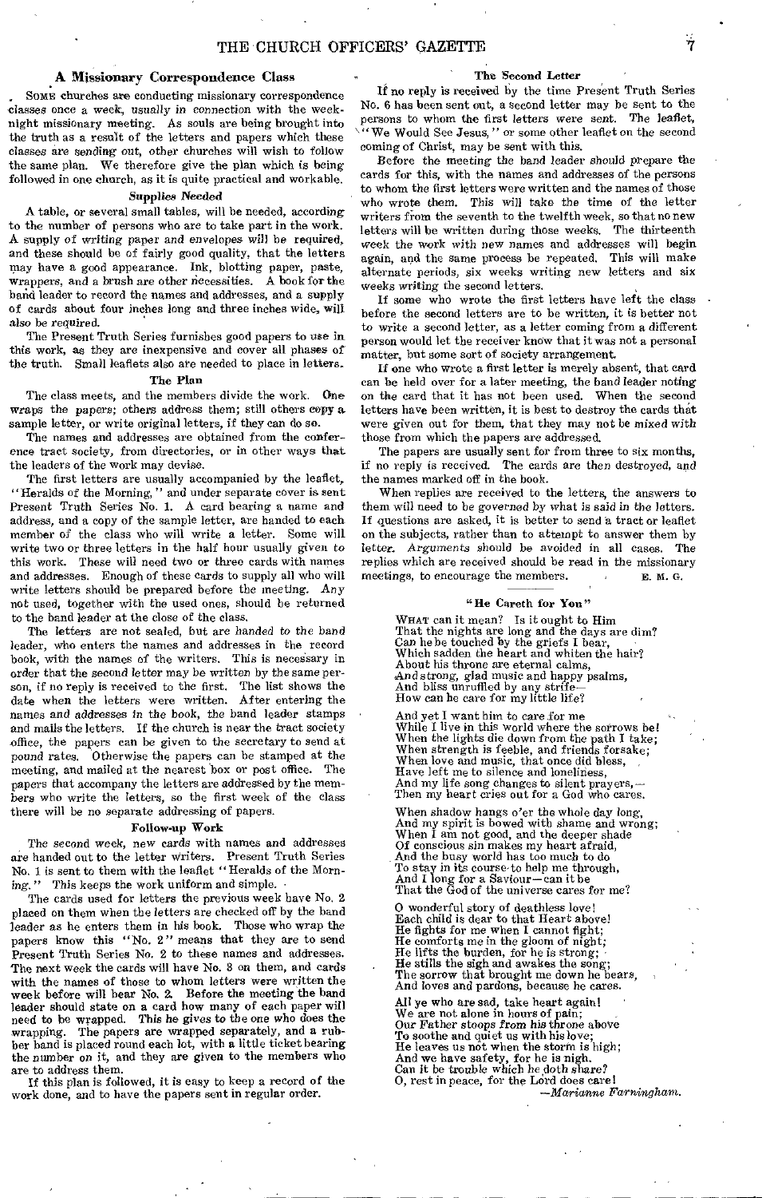## A Missionary Correspondence Class

SOME churches are conducting missionary correspondence classes once a week, usually in connection with the week-night missionary meeting. As souls are being brought into the truth as a result of the letters and papers which these classes are sending out, other churches will wish to follow the same plan. We therefore give the plan which is being followed in one church, as it is quite practical and workable.

### Supplies Needed

A table, or several small tables, will be needed, according to the number of persons who are to take part in the work. A supply of writing paper and envelopes will be required, and these should be of fairly good quality, that the letters may have a good appearance. Ink, blotting paper, paste, wrappers, and a brush are other necessities. A book for the band leader to record the names and addresses, and a supply of cards about four inches long and three inches wide, will also be required.

The Present Truth Series furnishes good papers to use in this work, as they are inexpensive and cover all phases of the truth. Small leaflets also are needed to place in letters.

### The Plan

The class meets, and the members divide the work. One wraps the papers; others address them; still others copy a sample letter, or write original letters, if they can do so.

The names and addresses are obtained from the conference tract society, from directories, or in other ways that the leaders of the work may devise.

The first letters are usually accompanied by the leaflet, "Heralds of the Morning," and under separate cover is sent Present Truth Series No. 1. A card bearing a name and address, and a copy of the sample letter, are handed to each member of the class who will write a letter. Some will write two or three letters in the half hour usually given to this work. These will need two or three cards with names and addresses. Enough of these cards to supply all who will write letters should be prepared before the meeting. Any not used, together with the used ones, should be returned to the band leader at the close of the class.

The letters are not sealed, but are handed to the band leader, who enters the names and addresses in the record book, with the names of the writers. This is necessary in order that the second letter may be written by the same person, if no reply is received to the first. The list shows the date when the letters were written. After entering the names and addresses in the book, the band leader stamps and mails the letters. If the church is near the tract society office, the papers can be given to the secretary to send at pound rates. Otherwise the papers can be stamped at the meeting, and mailed at the nearest box or post office. The papers that accompany the letters are addressed by the members who write the letters, so the first week of the class there will be no separate addressing of papers.

### Follow-up Work

The second week, new cards with names and addresses are handed out to the letter writers. Present Truth Series No. 1 is sent to them with the leaflet "Heralds of the Morning." This keeps the work uniform and simple.

The cards used for letters the previous week have No. 2 placed on them when the letters are checked off by the band leader as he enters them in his book. Those who wrap the papers know this "No. 2" means that they are to send Present Truth Series No. 2 to these names and addresses. The next week the cards will have No. 3 on them, and cards with the names of those to whom letters were written the week before will bear No. 2. Before the meeting the band leader should state on a card how many of each paper will need to be wrapped. This he gives to the one who does the wrapping. The papers are wrapped separately, and a rubber band is placed round each lot, with a little ticket bearing the number on it, and they are given to the members who are to address them.

If this plan is followed, it is easy to keep a record of the work done, and to have the papers sent in regular order.

### The Second Letter

If no reply is received by the time Present Truth Series No. 6 has been sent out, a second letter may be sent to the persons to whom the first letters were sent. The leaflet, "We Would See Jesus," or some other leaflet on the second coming of Christ, may be sent with this.

Before the meeting the band leader should prepare the cards for this, with the names and addresses of the persons to whom the first letters were written and the names of those who wrote them. This will take the time of the letter writers from the seventh to the twelfth week, so that no new letters will be written during those weeks. The thirteenth week the work with new names and addresses will begin again, and the same process be repeated. This will make alternate periods, six weeks writing new letters and six weeks writing the second letters.

If some who wrote the first letters have left the class before the second letters are to be written, it is better not to write a second letter, as a letter coming from a different person would let the receiver know that it was not a personal matter, but some sort of society arrangement.

If one who wrote a first letter is merely absent, that card can be held over for a later meeting, the band leader noting on the card that it has not been used. When the second letters have been written, it is best to destroy the cards that were given out for them, that they may not be mixed with those from which the papers are addressed.

The papers are usually sent for from three to six months, if no reply is received. The cards are then destroyed, and the names marked off in the book.

When replies are received to the letters, the answers to them will need to be governed by what is said in the letters. If questions are asked, it is better to send a tract or leaflet on the subjects, rather than to attempt to answer them by letter. Arguments should be avoided in all cases. The replies which are received should be read in the missionary meetings, to encourage the members.

E. M. G.

### "He Careth for You"

WHAT can it mean? Is it ought to Him
That the nights are long and the days are dim?
Can he be touched by the griefs I bear,
Which sadden the heart and whiten the hair?
About his throne are eternal calms,
And strong, glad music and happy psalms,
And bliss unruffled by any strife—
How can he care for my little life?

And yet I want him to care for me
While I live in this world where the sorrows be!
When the lights die down from the path I take;
When strength is feeble, and friends forsake;
When love and music, that once did bless,
Have left me to silence and loneliness,
And my life song changes to silent prayers,—
Then my heart cries out for a God who cares.

When shadow hangs o'er the whole day long,
And my spirit is bowed with shame and wrong;
When I am not good, and the deeper shade
Of conscious sin makes my heart afraid,
And the busy world has too much to do
To stay in its course to help me through,
And I long for a Saviour—can it be
That the God of the universe cares for me?

O wonderful story of deathless love!
Each child is dear to that Heart above!
He fights for me when I cannot fight;
He comforts me in the gloom of night;
He lifts the burden, for he is strong;
He stills the sigh and awakes the song;
The sorrow that brought me down he bears,
And loves and pardons, because he cares.

All ye who are sad, take heart again!
We are not alone in hours of pain;
Our Father stoops from his throne above
To soothe and quiet us with his love;
He leaves us not when the storm is high;
And we have safety, for he is nigh.
Can it be trouble which he doth share?
O, rest in peace, for the Lord does care!

*—Marianne Farningham.*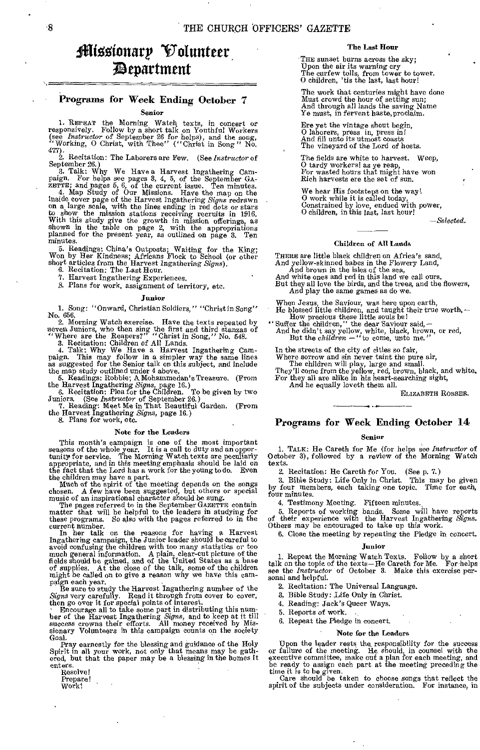# Missionary Volunteer Department

## Programs for Week Ending October 7

### Senior

1. REPEAT the Morning Watch texts, in concert or responsively. Follow by a short talk on Youthful Workers (see *Instructor* of September 26 for helps), and the song, "Working, O Christ, with Thee" ("Christ in Song" No. 477).
2. Recitation: The Laborers are Few. (See *Instructor* of September 26.)
3. Talk: Why We Have a Harvest Ingathering Campaign. For helps see pages 3, 4, 5, of the September GAZETTE; and pages 5, 6, of the current issue. Ten minutes.
4. Map Study of Our Missions. Have the map on the inside cover page of the Harvest Ingathering *Signs* redrawn on a large scale, with the lines ending in red dots or stars to show the mission stations receiving recruits in 1916. With this study give the growth in mission offerings, as shown in the table on page 2, with the appropriations planned for the present year, as outlined on page 3. Ten minutes.
5. Readings: China's Outposts; Waiting for the King; Won by Her Kindness; Africans Flock to School (or other short articles from the Harvest Ingathering *Signs*).
6. Recitation: The Last Hour.
7. Harvest Ingathering Experiences.
8. Plans for work, assignment of territory, etc.

### Junior

1. Song: "Onward, Christian Soldiers," "Christ in Song" No. 656.
2. Morning Watch exercise. Have the texts repeated by seven Juniors, who then sing the first and third stanzas of "Where are the Reapers?" "Christ in Song," No. 548.
3. Recitation: Children of All Lands.
4. Talk: Why We Have a Harvest Ingathering Campaign. This may follow in a simpler way the same lines as suggested for the Senior talk on this subject, and include the map study outlined under 4 above.
5. Readings: Robbie; A Mohammedan's Treasure. (From the Harvest Ingathering *Signs*, page 16.)
6. Recitation: Plea for the Children. To be given by two Juniors. (See *Instructor* of September 26.)
7. Reading: Meet Me in That Beautiful Garden. (From the Harvest Ingathering *Signs*, page 16.)
8. Plans for work, etc.

### Note for the Leaders

This month's campaign is one of the most important seasons of the whole year. It is a call to duty and an opportunity for service. The Morning Watch texts are peculiarly appropriate, and in this meeting emphasis should be laid on the fact that the Lord has a work for the young to do. Even the children may have a part.

Much of the spirit of the meeting depends on the songs chosen. A few have been suggested, but others or special music of an inspirational character should be sung.

The pages referred to in the September GAZETTE contain matter that will be helpful to the leaders in studying for these programs. So also with the pages referred to in the current number.

In her talk on the reasons for having a Harvest Ingathering campaign, the Junior leader should be careful to avoid confusing the children with too many statistics or too much general information. A plain, clear-cut picture of the fields should be gained, and of the United States as a base of supplies. At the close of the talk, some of the children might be called on to give a reason why we have this campaign each year.

Be sure to study the Harvest Ingathering number of the *Signs* very carefully. Read it through from cover to cover, then go over it for special points of interest.

Encourage all to take some part in distributing this number of the Harvest Ingathering *Signs*, and to keep at it till success crowns their efforts. All money received by Missionary Volunteers in this campaign counts on the society Goal.

Pray earnestly for the blessing and guidance of the Holy Spirit in all your work, not only that means may be gathered, but that the paper may be a blessing in the homes it enters.

Resolve!
Prepare!
Work!

### The Last Hour

THE sunset burns across the sky;
Upon the air its warning cry
The curfew tolls, from tower to tower.
O children, 'tis the last, last hour!

The work that centuries might have done
Must crowd the hour of setting sun;
And through all lands the saving Name
Ye must, in fervent haste, proclaim.

Ere yet the vintage shout begin,
O laborers, press in, press in!
And fill unto its utmost coasts
The vineyard of the Lord of hosts.

The fields are white to harvest. Weep,
O tardy workers! as ye reap,
For wasted hours that might have won
Rich harvests ere the set of sun.

We hear His footsteps on the way!
O work while it is called today,
Constrained by love, endued with power,
O children, in this last, last hour!

—*Selected.*

### Children of All Lands

THERE are little black children on Africa's sand,
And yellow-skinned babes in the Flowery Land,
And brown in the isles of the sea,
And white ones and red in this land we call ours.
But they all love the birds, and the trees, and the flowers,
And play the same games as do we.

When Jesus, the Saviour, was here upon earth,
He blessed little children, and taught their true worth,—
How precious these little souls be!
"Suffer the children," the dear Saviour said,—
And he didn't say yellow, white, black, brown, or red,
But the *children* — "to come, unto me."

In the streets of the city of cities so fair,
Where sorrow and sin never taint the pure air,
The children will play, large and small.
They'll come from the yellow, red, brown, black, and white,
For they all are alike in his heart-searching sight,
And he equally loveth them all.

ELIZABETH ROSSER.

## Programs for Week Ending October 14

### Senior

1. TALK: He Careth for Me (for helps see *Instructor* of October 3), followed by a review of the Morning Watch texts.
2. Recitation: He Careth for You. (See p. 7.)
3. Bible Study: Life Only in Christ. This may be given by four members, each taking one topic. Time for each, four minutes.
4. Testimony Meeting. Fifteen minutes.
5. Reports of working bands. Some will have reports of their experience with the Harvest Ingathering *Signs*. Others may be encouraged to take up this work.
6. Close the meeting by repeating the Pledge in concert.

### Junior

1. Repeat the Morning Watch Texts. Follow by a short talk on the topic of the texts—He Careth for Me. For helps see the *Instructor* of October 3. Make this exercise personal and helpful.
2. Recitation: The Universal Language.
3. Bible Study: Life Only in Christ.
4. Reading: Jack's Queer Ways.
5. Reports of work.
6. Repeat the Pledge in concert.

### Note for the Leaders

Upon the leader rests the responsibility for the success or failure of the meeting. He should, in counsel with the executive committee, make out a plan for each meeting, and be ready to assign each part at the meeting preceding the time it is to be given.

Care should be taken to choose songs that reflect the spirit of the subjects under consideration. For instance, in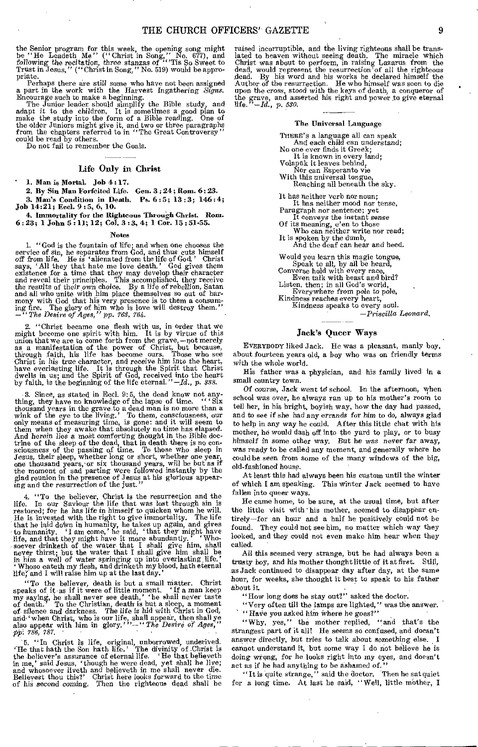the Senior program for this week, the opening song might be "He Leadeth Me" ("Christ in Song," No. 677), and following the recitation, three stanzas of "'Tis So Sweet to Trust in Jesus," ("Christ in Song," No. 519) would be appropriate.

Perhaps there are still some who have not been assigned a part in the work with the Harvest Ingathering *Signs*. Encourage such to make a beginning.

The Junior leader should simplify the Bible study, and adapt it to the children. It is sometimes a good plan to make the study into the form of a Bible reading. One of the older Juniors might give it, and two or three paragraphs from the chapters referred to in "The Great Controversy" could be read by others.

Do not fail to remember the Goals.

## Life Only in Christ

1. **Man is Mortal.** Job 4:17.

2. **By Sin Man Forfeited Life.** Gen. 3:24; Rom. 6:23.

3. **Man's Condition in Death.** Ps. 6:5; 13:3; 146:4; Job 14:21; Eccl. 9:5, 6, 10.

4. **Immortality for the Righteous Through Christ.** Rom. 6:23; 1 John 5:11; 12; Col. 3:3, 4; 1 Cor. 15:51-55.

### Notes

1. "God is the fountain of life; and when one chooses the service of sin, he separates from God, and thus cuts himself off from life. He is 'alienated from the life of God.' Christ says, 'All they that hate me love death.' God gives them existence for a time that they may develop their character and reveal their principles. This accomplished, they receive the results of their own choice. By a life of rebellion, Satan and all who unite with him place themselves so out of harmony with God that his very presence is to them a consuming fire. The glory of him who is love will destroy them." —*"The Desire of Ages," pp. 763, 764.*

2. "Christ became one flesh with us, in order that we might become one spirit with him. It is by virtue of this union that we are to come forth from the grave,—not merely as a manifestation of the power of Christ, but because, through faith, his life has become ours. Those who see Christ in his true character, and receive him into the heart, have everlasting life. It is through the Spirit that Christ dwells in us; and the Spirit of God, received into the heart by faith, is the beginning of the life eternal." —*Id., p. 388.*

3. Since, as stated in Eccl. 9:5, the dead know not anything, they have no knowledge of the lapse of time. "'Six thousand years in the grave to a dead man is no more than a wink of the eye to the living.' To them, consciousness, our only means of measuring time, is gone: and it will seem to them when they awake that absolutely no time has elapsed. And herein lies a most comforting thought in the Bible doctrine of the sleep of the dead, that in death there is no consciousness of the passing of time. To those who sleep in Jesus, their sleep, whether long or short, whether one year, one thousand years, or six thousand years, will be but as if the moment of sad parting were followed instantly by the glad reunion in the presence of Jesus at his glorious appearing and the resurrection of the just."

4. "To the believer, Christ is the resurrection and the life. In our Saviour the life that was lost through sin is restored; for he has life in himself to quicken whom he will. He is invested with the right to give immortality. The life that he laid down in humanity, he takes up again, and gives to humanity. 'I am come,' he said, 'that they might have life, and that they might have it more abundantly.' 'Whosoever drinketh of the water that I shall give him, shall never thirst; but the water that I shall give him shall be in him a well of water springing up into everlasting life.' 'Whoso eateth my flesh, and drinketh my blood, hath eternal life; and I will raise him up at the last day.'

"To the believer, death is but a small matter. Christ speaks of it as if it were of little moment. 'If a man keep my saying, he shall never see death,' 'he shall never taste of death.' To the Christian, death is but a sleep, a moment of silence and darkness. The life is hid with Christ in God, and 'when Christ, who is our life, shall appear, then shall ye also appear with him in glory.'" —*"The Desire of Ages," pp. 786, 787.*

5. "In Christ is life, original, unborrowed, underived. 'He that hath the Son hath life.' The divinity of Christ is the believer's assurance of eternal life. 'He that believeth in me,' said Jesus, 'though he were dead, yet shall he live; and whosoever liveth and believeth in me shall never die. Believest thou this?' Christ here looks forward to the time of his second coming. Then the righteous dead shall be raised incorruptible, and the living righteous shall be translated to heaven without seeing death. The miracle which Christ was about to perform, in raising Lazarus from the dead, would represent the resurrection of all the righteous dead. By his word and his works he declared himself the Author of the resurrection. He who himself was soon to die upon the cross, stood with the keys of death, a conqueror of the grave, and asserted his right and power to give eternal life." —*Id., p. 530.*

## The Universal Language

There's a language all can speak
And each child can understand;
No one ever finds it Greek;
It is known in every land;
Volapük it leaves behind,
Nor can Esperanto vie
With this universal tongue,
Reaching all beneath the sky.

It has neither verb nor noun;
It has neither mood nor tense,
Paragraph nor sentence; yet
It conveys the instant sense
Of its meaning, e'en to those
Who can neither write nor read;
It is spoken by the dumb,
And the deaf can hear and heed.

Would you learn this magic tongue,
Speak to all, by all be heard,
Converse hold with every race,
Even talk with beast and bird?
Listen, then; in all God's world,
Everywhere from pole to pole,
Kindness reaches every heart,
Kindness speaks to every soul.

—*Priscilla Leonard.*

## Jack's Queer Ways

Everybody liked Jack. He was a pleasant, manly boy, about fourteen years old, a boy who was on friendly terms with the whole world.

His father was a physician, and his family lived in a small country town.

Of course, Jack went to school. In the afternoon, when school was over, he always ran up to his mother's room to tell her, in his bright, boyish way, how the day had passed, and to see if she had any errands for him to do, always glad to help in any way he could. After this little chat with his mother, he would dash off into the yard to play, or to busy himself in some other way. But he was never far away, was ready to be called any moment, and generally where he could be seen from some of the many windows of the big, old-fashioned house.

At least this had always been his custom until the winter of which I am speaking. This winter Jack seemed to have fallen into queer ways.

He came home, to be sure, at the usual time, but after the little visit with his mother, seemed to disappear entirely—for an hour and a half he positively could not be found. They could not see him, no matter which way they looked, and they could not even make him hear when they called.

All this seemed very strange, but he had always been a trusty boy, and his mother thought little of it at first. Still, as Jack continued to disappear day after day, at the same hour, for weeks, she thought it best to speak to his father about it.

"How long does he stay out?" asked the doctor.

"Very often till the lamps are lighted," was the answer.

"Have you asked him where he goes?"

"Why, yes," the mother replied, "and that's the strangest part of it all! He seems so confused, and doesn't answer directly, but tries to talk about something else. I cannot understand it, but some way I do not believe he is doing wrong, for he looks right into my eyes, and doesn't act as if he had anything to be ashamed of."

"It is quite strange," said the doctor. Then he sat quiet for a long time. At last he said, "Well, little mother, I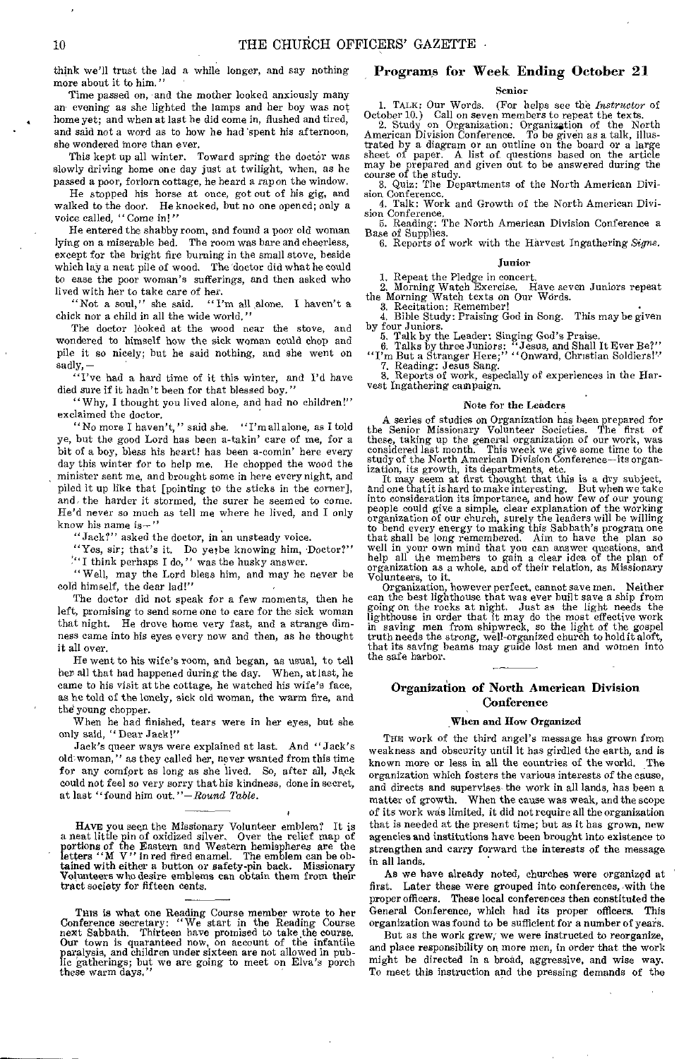think we'll trust the lad a while longer, and say nothing more about it to him."

Time passed on, and the mother looked anxiously many an evening as she lighted the lamps and her boy was not home yet; and when at last he did come in, flushed and tired, and said not a word as to how he had spent his afternoon, she wondered more than ever.

This kept up all winter. Toward spring the doctor was slowly driving home one day just at twilight, when, as he passed a poor, forlorn cottage, he heard a rap on the window.

He stopped his horse at once, got out of his gig, and walked to the door. He knocked, but no one opened; only a voice called, "Come in!"

He entered the shabby room, and found a poor old woman lying on a miserable bed. The room was bare and cheerless, except for the bright fire burning in the small stove, beside which lay a neat pile of wood. The doctor did what he could to ease the poor woman's sufferings, and then asked who lived with her to take care of her.

"Not a soul," she said. "I'm all alone. I haven't a chick nor a child in all the wide world."

The doctor looked at the wood near the stove, and wondered to himself how the sick woman could chop and pile it so nicely; but he said nothing, and she went on sadly, —

"I've had a hard time of it this winter, and I'd have died sure if it hadn't been for that blessed boy."

"Why, I thought you lived alone, and had no children!" exclaimed the doctor.

"No more I haven't," said she. "I'm all alone, as I told ye, but the good Lord has been a-takin' care of me, for a bit of a boy, bless his heart! has been a-comin' here every day this winter for to help me. He chopped the wood the minister sent me, and brought some in here every night, and piled it up like that [pointing to the sticks in the corner], and the harder it stormed, the surer he seemed to come. He'd never so much as tell me where he lived, and I only know his name is—"

"Jack?" asked the doctor, in an unsteady voice.

"Yes, sir; that's it. Do ye be knowing him, Doctor?"

"I think perhaps I do," was the husky answer.

"Well, may the Lord bless him, and may he never be cold himself, the dear lad!"

The doctor did not speak for a few moments, then he left, promising to send some one to care for the sick woman that night. He drove home very fast, and a strange dimness came into his eyes every now and then, as he thought it all over.

He went to his wife's room, and began, as usual, to tell her all that had happened during the day. When, at last, he came to his visit at the cottage, he watched his wife's face, as he told of the lonely, sick old woman, the warm fire, and the young chopper.

When he had finished, tears were in her eyes, but she only said, "Dear Jack!"

Jack's queer ways were explained at last. And "Jack's old woman," as they called her, never wanted from this time for any comfort as long as she lived. So, after all, Jack could not feel so very sorry that his kindness, done in secret, at last "found him out."—*Round Table.*

---

HAVE you seen the Missionary Volunteer emblem? It is a neat little pin of oxidized silver. Over the relief map of portions of the Eastern and Western hemispheres are the letters "M V" in red fired enamel. The emblem can be obtained with either a button or safety-pin back. Missionary Volunteers who desire emblems can obtain them from their tract society for fifteen cents.

---

THIS is what one Reading Course member wrote to her Conference secretary: "We start in the Reading Course next Sabbath. Thirteen have promised to take the course. Our town is quaranteed now, on account of the infantile paralysis, and children under sixteen are not allowed in public gatherings; but we are going to meet on Elva's porch these warm days."

## Programs for Week Ending October 21

### Senior

1. TALK: Our Words. (For helps see the *Instructor* of October 10.) Call on seven members to repeat the texts.
2. Study on Organization: Organization of the North American Division Conference. To be given as a talk, illustrated by a diagram or an outline on the board or a large sheet of paper. A list of questions based on the article may be prepared and given out to be answered during the course of the study.
3. Quiz: The Departments of the North American Division Conference.
4. Talk: Work and Growth of the North American Division Conference.
5. Reading: The North American Division Conference a Base of Supplies.
6. Reports of work with the Harvest Ingathering *Signs.*

### Junior

1. Repeat the Pledge in concert.
2. Morning Watch Exercise. Have seven Juniors repeat the Morning Watch texts on Our Words.
3. Recitation: Remember!
4. Bible Study: Praising God in Song. This may be given by four Juniors.
5. Talk by the Leader: Singing God's Praise.
6. Talks by three Juniors: "Jesus, and Shall It Ever Be?" "I'm But a Stranger Here;" "Onward, Christian Soldiers!"
7. Reading: Jesus Sang.
8. Reports of work, especially of experiences in the Harvest Ingathering campaign.

### Note for the Leaders

A series of studies on Organization has been prepared for the Senior Missionary Volunteer Societies. The first of these, taking up the general organization of our work, was considered last month. This week we give some time to the study of the North American Division Conference—its organization, its growth, its departments, etc.

It may seem at first thought that this is a dry subject, and one that it is hard to make interesting. But when we take into consideration its importance, and how few of our young people could give a simple, clear explanation of the working organization of our church, surely the leaders will be willing to bend every energy to making this Sabbath's program one that shall be long remembered. Aim to have the plan so well in your own mind that you can answer questions, and help all the members to gain a clear idea of the plan of organization as a whole, and of their relation, as Missionary Volunteers, to it.

Organization, however perfect, cannot save men. Neither can the best lighthouse that was ever built save a ship from going on the rocks at night. Just as the light needs the lighthouse in order that it may do the most effective work in saving men from shipwreck, so the light of the gospel truth needs the strong, well-organized church to hold it aloft, that its saving beams may guide lost men and women into the safe harbor.

---

## Organization of North American Division Conference

### When and How Organized

THE work of the third angel's message has grown from weakness and obscurity until it has girdled the earth, and is known more or less in all the countries of the world. The organization which fosters the various interests of the cause, and directs and supervises the work in all lands, has been a matter of growth. When the cause was weak, and the scope of its work was limited, it did not require all the organization that is needed at the present time; but as it has grown, new agencies and institutions have been brought into existence to strengthen and carry forward the interests of the message in all lands.

As we have already noted, churches were organized at first. Later these were grouped into conferences, with the proper officers. These local conferences then constituted the General Conference, which had its proper officers. This organization was found to be sufficient for a number of years.

But as the work grew, we were instructed to reorganize, and place responsibility on more men, in order that the work might be directed in a broad, aggressive, and wise way. To meet this instruction and the pressing demands of the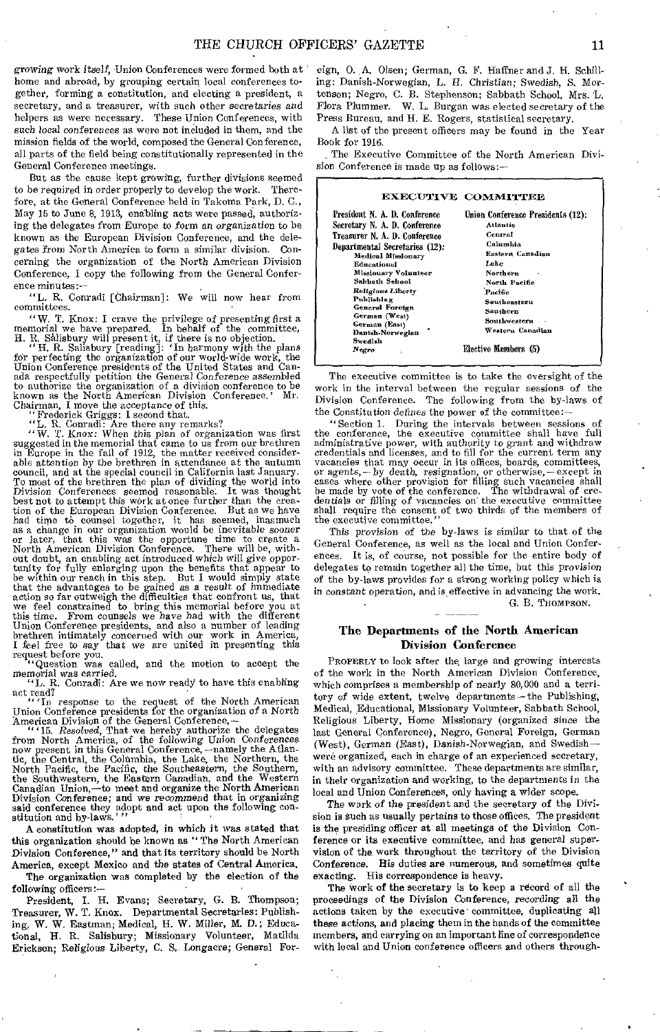growing work itself, Union Conferences were formed both at home and abroad, by grouping certain local conferences together, forming a constitution, and electing a president, a secretary, and a treasurer, with such other secretaries and helpers as were necessary. These Union Conferences, with such local conferences as were not included in them, and the mission fields of the world, composed the General Conference, all parts of the field being constitutionally represented in the General Conference meetings.

But as the cause kept growing, further divisions seemed to be required in order properly to develop the work. Therefore, at the General Conference held in Takoma Park, D. C., May 15 to June 8, 1913, enabling acts were passed, authorizing the delegates from Europe to form an organization to be known as the European Division Conference, and the delegates from North America to form a similar division. Concerning the organization of the North American Division Conference, I copy the following from the General Conference minutes:—

"L. R. Conradi [Chairman]: We will now hear from committees.

"W. T. Knox: I crave the privilege of presenting first a memorial we have prepared. In behalf of the committee, H. R. Salisbury will present it, if there is no objection.

"H. R. Salisbury [reading]: 'In harmony with the plans for perfecting the organization of our world-wide work, the Union Conference presidents of the United States and Canada respectfully petition the General Conference assembled to authorize the organization of a division conference to be known as the North American Division Conference.' Mr. Chairman, I move the acceptance of this.

"Frederick Griggs: I second that.

"L. R. Conradi: Are there any remarks?

"W. T. Knox: When this plan of organization was first suggested in the memorial that came to us from our brethren in Europe in the fall of 1912, the matter received considerable attention by the brethren in attendance at the autumn council, and at the special council in California last January. To most of the brethren the plan of dividing the world into Division Conferences seemed reasonable. It was thought best not to attempt this work at once further than the creation of the European Division Conference. But as we have had time to counsel together, it has seemed, inasmuch as a change in our organization would be inevitable sooner or later, that this was the opportune time to create a North American Division Conference. There will be, without doubt, an enabling act introduced which will give opportunity for fully enlarging upon the benefits that appear to be within our reach in this step. But I would simply state that the advantages to be gained as a result of immediate action so far outweigh the difficulties that confront us, that we feel constrained to bring this memorial before you at this time. From counsels we have had with the different Union Conference presidents, and also a number of leading brethren intimately concerned with our work in America, I feel free to say that we are united in presenting this request before you.

"Question was called, and the motion to accept the memorial was carried.

"L. R. Conradi: Are we now ready to have this enabling act read?

"'In response to the request of the North American Union Conference presidents for the organization of a North American Division of the General Conference,—

"'15. *Resolved*, That we hereby authorize the delegates from North America, of the following Union Conferences now present in this General Conference,—namely the Atlantic, the Central, the Columbia, the Lake, the Northern, the North Pacific, the Pacific, the Southeastern, the Southern, the Southwestern, the Eastern Canadian, and the Western Canadian Union,—to meet and organize the North American Division Conference; and we recommend that in organizing said conference they adopt and act upon the following constitution and by-laws.'"

A constitution was adopted, in which it was stated that this organization should be known as "The North American Division Conference," and that its territory should be North America, except Mexico and the states of Central America.

The organization was completed by the election of the following officers:—

President, I. H. Evans; Secretary, G. B. Thompson; Treasurer, W. T. Knox. Departmental Secretaries: Publishing, W. W. Eastman; Medical, H. W. Miller, M. D.; Educational, H. R. Salisbury; Missionary Volunteer, Matilda Erickson; Religious Liberty, C. S. Longacre; General Foreign, O. A. Olsen; German, G. F. Haffner and J. H. Schilling; Danish-Norwegian, L. H. Christian; Swedish, S. Mortenson; Negro, C. B. Stephenson; Sabbath School, Mrs. L. Flora Plummer. W. L. Burgan was elected secretary of the Press Bureau, and H. E. Rogers, statistical secretary.

A list of the present officers may be found in the Year Book for 1916.

The Executive Committee of the North American Division Conference is made up as follows:—

**EXECUTIVE COMMITTEE**

| | |
|---|---|
| President N. A. D. Conference | Union Conference Presidents (12): |
| Secretary N. A. D. Conference | Atlantic |
| Treasurer N. A. D. Conference | Central |
| Departmental Secretaries (12): | Columbia |
| Medical Missionary | Eastern Canadian |
| Educational | Lake |
| Missionary Volunteer | Northern |
| Sabbath School | North Pacific |
| Religious Liberty | Pacific |
| Publishing | Southeastern |
| General Foreign | Southern |
| German (West) | Southwestern |
| German (East) | Western Canadian |
| Danish-Norwegian | |
| Swedish | |
| Negro | Elective Members (5) |

The executive committee is to take the oversight of the work in the interval between the regular sessions of the Division Conference. The following from the by-laws of the Constitution defines the power of the committee:—

"Section 1. During the intervals between sessions of the conference, the executive committee shall have full administrative power, with authority to grant and withdraw credentials and licenses, and to fill for the current term any vacancies that may occur in its offices, boards, committees, or agents,—by death, resignation, or otherwise,—except in cases where other provision for filling such vacancies shall be made by vote of the conference. The withdrawal of credentials or filling of vacancies on the executive committee shall require the consent of two thirds of the members of the executive committee."

This provision of the by-laws is similar to that of the General Conference, as well as the local and Union Conferences. It is, of course, not possible for the entire body of delegates to remain together all the time, but this provision of the by-laws provides for a strong working policy which is in constant operation, and is effective in advancing the work.

G. B. Thompson.

## The Departments of the North American Division Conference

Properly to look after the large and growing interests of the work in the North American Division Conference, which comprises a membership of nearly 80,000 and a territory of wide extent, twelve departments—the Publishing, Medical, Educational, Missionary Volunteer, Sabbath School, Religious Liberty, Home Missionary (organized since the last General Conference), Negro, General Foreign, German (West), German (East), Danish-Norwegian, and Swedish—were organized, each in charge of an experienced secretary, with an advisory committee. These departments are similar, in their organization and working, to the departments in the local and Union Conferences, only having a wider scope.

The work of the president and the secretary of the Division is such as usually pertains to those offices. The president is the presiding officer at all meetings of the Division Conference or its executive committee, and has general supervision of the work throughout the territory of the Division Conference. His duties are numerous, and sometimes quite exacting. His correspondence is heavy.

The work of the secretary is to keep a record of all the proceedings of the Division Conference, recording all the actions taken by the executive committee, duplicating all these actions, and placing them in the hands of the committee members, and carrying on an important line of correspondence with local and Union conference officers and others through-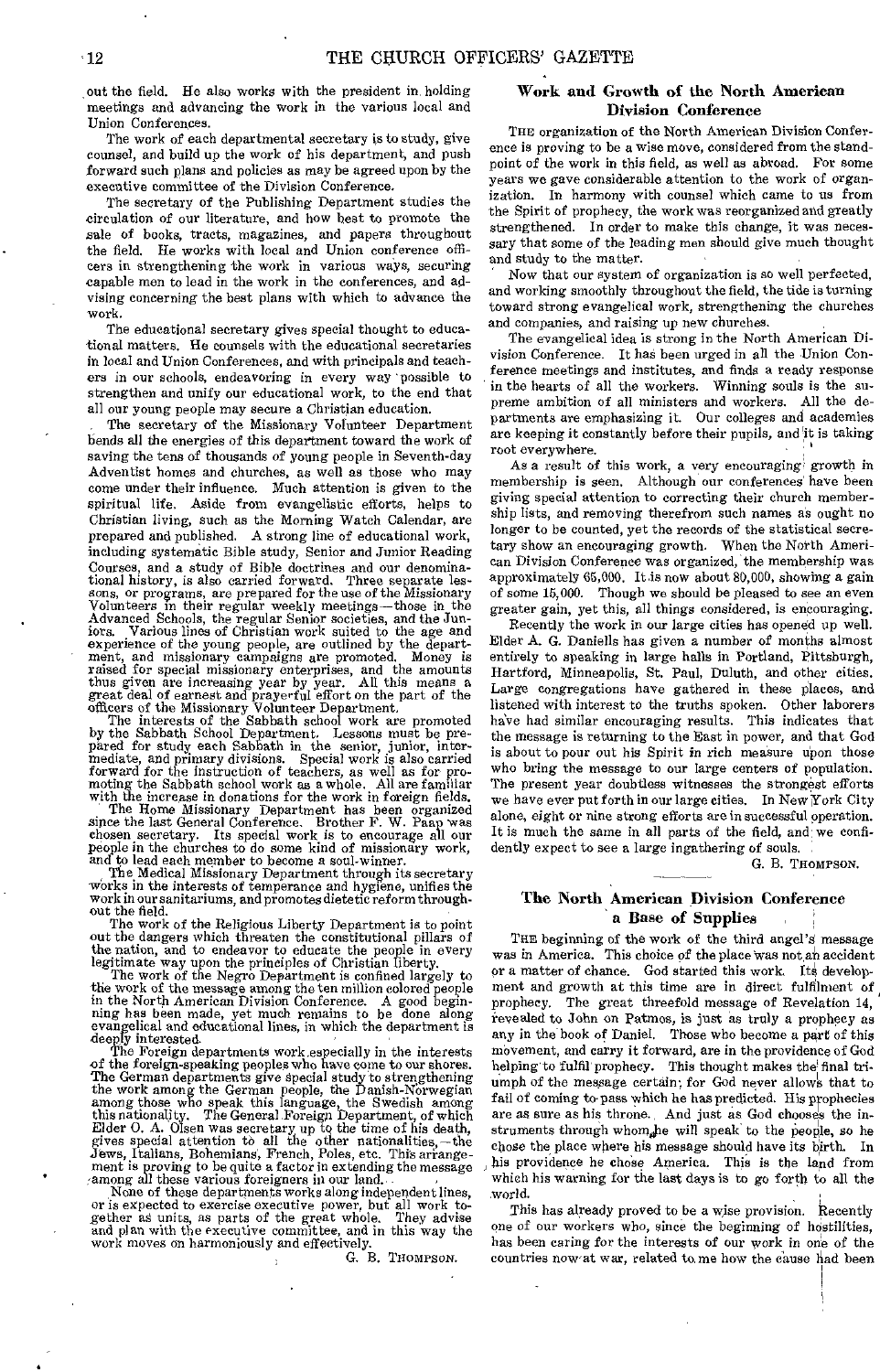out the field. He also works with the president in holding meetings and advancing the work in the various local and Union Conferences.

The work of each departmental secretary is to study, give counsel, and build up the work of his department, and push forward such plans and policies as may be agreed upon by the executive committee of the Division Conference.

The secretary of the Publishing Department studies the circulation of our literature, and how best to promote the sale of books, tracts, magazines, and papers throughout the field. He works with local and Union conference officers in strengthening the work in various ways, securing capable men to lead in the work in the conferences, and advising concerning the best plans with which to advance the work.

The educational secretary gives special thought to educational matters. He counsels with the educational secretaries in local and Union Conferences, and with principals and teachers in our schools, endeavoring in every way possible to strengthen and unify our educational work, to the end that all our young people may secure a Christian education.

The secretary of the Missionary Volunteer Department bends all the energies of this department toward the work of saving the tens of thousands of young people in Seventh-day Adventist homes and churches, as well as those who may come under their influence. Much attention is given to the spiritual life. Aside from evangelistic efforts, helps to Christian living, such as the Morning Watch Calendar, are prepared and published. A strong line of educational work, including systematic Bible study, Senior and Junior Reading Courses, and a study of Bible doctrines and our denominational history, is also carried forward. Three separate lessons, or programs, are prepared for the use of the Missionary Volunteers in their regular weekly meetings—those in the Advanced Schools, the regular Senior societies, and the Juniors. Various lines of Christian work suited to the age and experience of the young people, are outlined by the department, and missionary campaigns are promoted. Money is raised for special missionary enterprises, and the amounts thus given are increasing year by year. All this means a great deal of earnest and prayerful effort on the part of the officers of the Missionary Volunteer Department.

The interests of the Sabbath school work are promoted by the Sabbath School Department. Lessons must be prepared for study each Sabbath in the senior, junior, intermediate, and primary divisions. Special work is also carried forward for the instruction of teachers, as well as for promoting the Sabbath school work as a whole. All are familiar with the increase in donations for the work in foreign fields.

The Home Missionary Department has been organized since the last General Conference. Brother F. W. Paap was chosen secretary. Its special work is to encourage all our people in the churches to do some kind of missionary work, and to lead each member to become a soul-winner.

The Medical Missionary Department through its secretary works in the interests of temperance and hygiene, unifies the work in our sanitariums, and promotes dietetic reform throughout the field.

The work of the Religious Liberty Department is to point out the dangers which threaten the constitutional pillars of the nation, and to endeavor to educate the people in every legitimate way upon the principles of Christian liberty.

The work of the Negro Department is confined largely to the work of the message among the ten million colored people in the North American Division Conference. A good beginning has been made, yet much remains to be done along evangelical and educational lines, in which the department is deeply interested.

The Foreign departments work especially in the interests of the foreign-speaking peoples who have come to our shores. The German departments give special study to strengthening the work among the German people, the Danish-Norwegian among those who speak this language, the Swedish among this nationality. The General Foreign Department, of which Elder O. A. Olsen was secretary up to the time of his death, gives special attention to all the other nationalities,—the Jews, Italians, Bohemians, French, Poles, etc. This arrangement is proving to be quite a factor in extending the message among all these various foreigners in our land.

None of these departments works along independent lines, or is expected to exercise executive power, but all work together as units, as parts of the great whole. They advise and plan with the executive committee, and in this way the work moves on harmoniously and effectively.

G. B. THOMPSON.

## Work and Growth of the North American Division Conference

THE organization of the North American Division Conference is proving to be a wise move, considered from the standpoint of the work in this field, as well as abroad. For some years we gave considerable attention to the work of organization. In harmony with counsel which came to us from the Spirit of prophecy, the work was reorganized and greatly strengthened. In order to make this change, it was necessary that some of the leading men should give much thought and study to the matter.

Now that our system of organization is so well perfected, and working smoothly throughout the field, the tide is turning toward strong evangelical work, strengthening the churches and companies, and raising up new churches.

The evangelical idea is strong in the North American Division Conference. It has been urged in all the Union Conference meetings and institutes, and finds a ready response in the hearts of all the workers. Winning souls is the supreme ambition of all ministers and workers. All the departments are emphasizing it. Our colleges and academies are keeping it constantly before their pupils, and it is taking root everywhere.

As a result of this work, a very encouraging growth in membership is seen. Although our conferences have been giving special attention to correcting their church membership lists, and removing therefrom such names as ought no longer to be counted, yet the records of the statistical secretary show an encouraging growth. When the North American Division Conference was organized, the membership was approximately 65,000. It is now about 80,000, showing a gain of some 15,000. Though we should be pleased to see an even greater gain, yet this, all things considered, is encouraging.

Recently the work in our large cities has opened up well. Elder A. G. Daniells has given a number of months almost entirely to speaking in large halls in Portland, Pittsburgh, Hartford, Minneapolis, St. Paul, Duluth, and other cities. Large congregations have gathered in these places, and listened with interest to the truths spoken. Other laborers have had similar encouraging results. This indicates that the message is returning to the East in power, and that God is about to pour out his Spirit in rich measure upon those who bring the message to our large centers of population. The present year doubtless witnesses the strongest efforts we have ever put forth in our large cities. In New York City alone, eight or nine strong efforts are in successful operation. It is much the same in all parts of the field, and we confidently expect to see a large ingathering of souls.

G. B. THOMPSON.

## The North American Division Conference a Base of Supplies

THE beginning of the work of the third angel's message was in America. This choice of the place was not an accident or a matter of chance. God started this work. Its development and growth at this time are in direct fulfilment of prophecy. The great threefold message of Revelation 14, revealed to John on Patmos, is just as truly a prophecy as any in the book of Daniel. Those who become a part of this movement, and carry it forward, are in the providence of God helping to fulfil prophecy. This thought makes the final triumph of the message certain; for God never allows that to fail of coming to pass which he has predicted. His prophecies are as sure as his throne. And just as God chooses the instruments through whom he will speak to the people, so he chose the place where his message should have its birth. In his providence he chose America. This is the land from which his warning for the last days is to go forth to all the world.

This has already proved to be a wise provision. Recently one of our workers who, since the beginning of hostilities, has been caring for the interests of our work in one of the countries now at war, related to me how the cause had been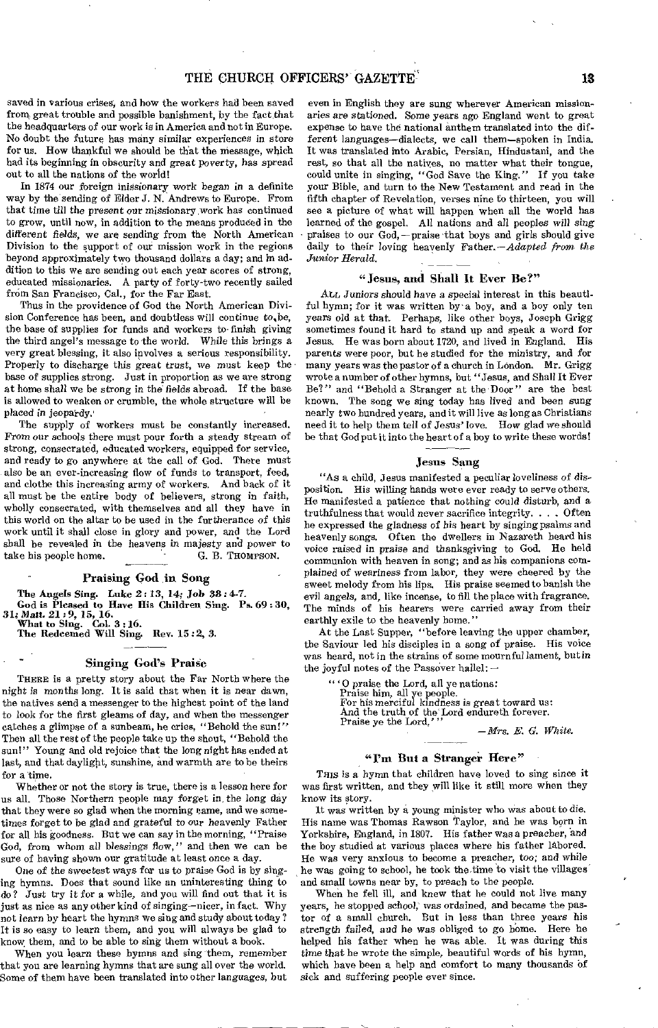saved in various crises, and how the workers had been saved from great trouble and possible banishment, by the fact that the headquarters of our work is in America and not in Europe. No doubt the future has many similar experiences in store for us. How thankful we should be that the message, which had its beginning in obscurity and great poverty, has spread out to all the nations of the world!

In 1874 our foreign missionary work began in a definite way by the sending of Elder J. N. Andrews to Europe. From that time till the present our missionary work has continued to grow, until now, in addition to the means produced in the different fields, we are sending from the North American Division to the support of our mission work in the regions beyond approximately two thousand dollars a day; and in addition to this we are sending out each year scores of strong, educated missionaries. A party of forty-two recently sailed from San Francisco, Cal., for the Far East.

Thus in the providence of God the North American Division Conference has been, and doubtless will continue to be, the base of supplies for funds and workers to finish giving the third angel's message to the world. While this brings a very great blessing, it also involves a serious responsibility. Properly to discharge this great trust, we must keep the base of supplies strong. Just in proportion as we are strong at home shall we be strong in the fields abroad. If the base is allowed to weaken or crumble, the whole structure will be placed in jeopardy.

The supply of workers must be constantly increased. From our schools there must pour forth a steady stream of strong, consecrated, educated workers, equipped for service, and ready to go anywhere at the call of God. There must also be an ever-increasing flow of funds to transport, feed, and clothe this increasing army of workers. And back of it all must be the entire body of believers, strong in faith, wholly consecrated, with themselves and all they have in this world on the altar to be used in the furtherance of this work until it shall close in glory and power, and the Lord shall be revealed in the heavens in majesty and power to take his people home. G. B. THOMPSON.

## Praising God in Song

**The Angels Sing. Luke 2:13, 14; Job 38:4-7.**
**God is Pleased to Have His Children Sing. Ps. 69:30, 31; Matt. 21:9, 15, 16.**
**What to Sing. Col. 3:16.**
**The Redeemed Will Sing. Rev. 15:2, 3.**

### Singing God's Praise

There is a pretty story about the Far North where the night is months long. It is said that when it is near dawn, the natives send a messenger to the highest point of the land to look for the first gleams of day, and when the messenger catches a glimpse of a sunbeam, he cries, "Behold the sun!" Then all the rest of the people take up the shout, "Behold the sun!" Young and old rejoice that the long night has ended at last, and that daylight, sunshine, and warmth are to be theirs for a time.

Whether or not the story is true, there is a lesson here for us all. Those Northern people may forget in the long day that they were so glad when the morning came, and we sometimes forget to be glad and grateful to our heavenly Father for all his goodness. But we can say in the morning, "Praise God, from whom all blessings flow," and then we can be sure of having shown our gratitude at least once a day.

One of the sweetest ways for us to praise God is by singing hymns. Does that sound like an uninteresting thing to do? Just try it for a while, and you will find out that it is just as nice as any other kind of singing—nicer, in fact. Why not learn by heart the hymns we sing and study about today? It is so easy to learn them, and you will always be glad to know them, and to be able to sing them without a book.

When you learn these hymns and sing them, remember that you are learning hymns that are sung all over the world. Some of them have been translated into other languages, but even in English they are sung wherever American missionaries are stationed. Some years ago England went to great expense to have the national anthem translated into the different languages—dialects, we call them—spoken in India. It was translated into Arabic, Persian, Hindustani, and the rest, so that all the natives, no matter what their tongue, could unite in singing, "God Save the King." If you take your Bible, and turn to the New Testament and read in the fifth chapter of Revelation, verses nine to thirteen, you will see a picture of what will happen when all the world has learned of the gospel. All nations and all peoples will sing praises to our God,—praise that boys and girls should give daily to their loving heavenly Father.—*Adapted from the Junior Herald.*

### "Jesus, and Shall It Ever Be?"

All Juniors should have a special interest in this beautiful hymn; for it was written by a boy, and a boy only ten years old at that. Perhaps, like other boys, Joseph Grigg sometimes found it hard to stand up and speak a word for Jesus. He was born about 1720, and lived in England. His parents were poor, but he studied for the ministry, and for many years was the pastor of a church in London. Mr. Grigg wrote a number of other hymns, but "Jesus, and Shall It Ever Be?" and "Behold a Stranger at the Door" are the best known. The song we sing today has lived and been sung nearly two hundred years, and it will live as long as Christians need it to help them tell of Jesus' love. How glad we should be that God put it into the heart of a boy to write these words!

### Jesus Sang

"As a child, Jesus manifested a peculiar loveliness of disposition. His willing hands were ever ready to serve others. He manifested a patience that nothing could disturb, and a truthfulness that would never sacrifice integrity. . . . Often he expressed the gladness of his heart by singing psalms and heavenly songs. Often the dwellers in Nazareth heard his voice raised in praise and thanksgiving to God. He held communion with heaven in song; and as his companions complained of weariness from labor, they were cheered by the sweet melody from his lips. His praise seemed to banish the evil angels, and, like incense, to fill the place with fragrance. The minds of his hearers were carried away from their earthly exile to the heavenly home."

At the Last Supper, "before leaving the upper chamber, the Saviour led his disciples in a song of praise. His voice was heard, not in the strains of some mournful lament, but in the joyful notes of the Passover hallel:—

> "'O praise the Lord, all ye nations:
> Praise him, all ye people.
> For his merciful kindness is great toward us:
> And the truth of the Lord endureth forever.
> Praise ye the Lord.'"

—*Mrs. E. G. White.*

### "I'm But a Stranger Here"

This is a hymn that children have loved to sing since it was first written, and they will like it still more when they know its story.

It was written by a young minister who was about to die. His name was Thomas Rawson Taylor, and he was born in Yorkshire, England, in 1807. His father was a preacher, and the boy studied at various places where his father labored. He was very anxious to become a preacher, too; and while he was going to school, he took the time to visit the villages and small towns near by, to preach to the people.

When he fell ill, and knew that he could not live many years, he stopped school, was ordained, and became the pastor of a small church. But in less than three years his strength failed, and he was obliged to go home. Here he helped his father when he was able. It was during this time that he wrote the simple, beautiful words of his hymn, which have been a help and comfort to many thousands of sick and suffering people ever since.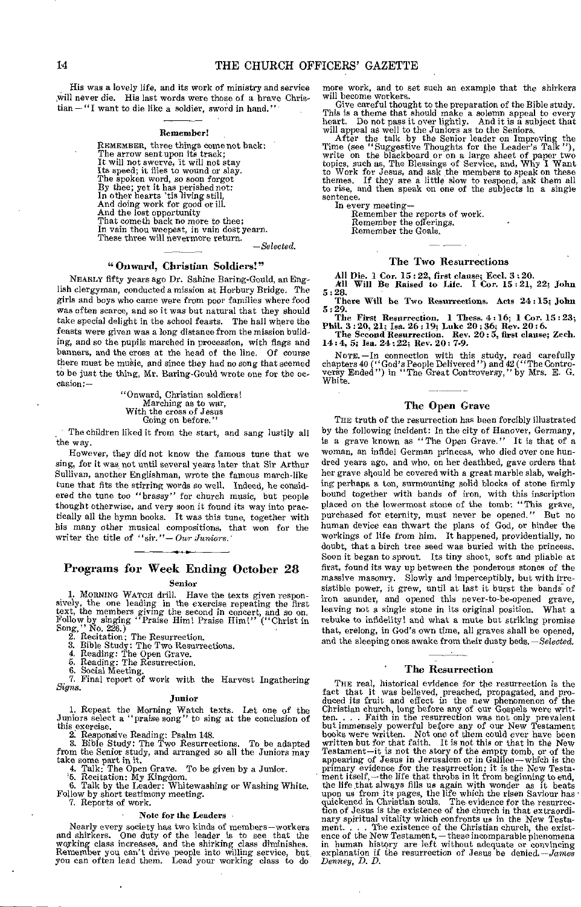His was a lovely life, and its work of ministry and service will never die. His last words were those of a brave Christian — "I want to die like a soldier, sword in hand."

### Remember!

REMEMBER, three things come not back:
The arrow sent upon its track;
It will not swerve, it will not stay
Its speed; it flies to wound or slay.
The spoken word, so soon forgot
By thee; yet it has perished not:
In other hearts 'tis living still,
And doing work for good or ill.
And the lost opportunity
That cometh back no more to thee;
In vain thou weepest, in vain dost yearn.
These three will nevermore return.

—*Selected.*

### "Onward, Christian Soldiers!"

NEARLY fifty years ago Dr. Sabine Baring-Gould, an English clergyman, conducted a mission at Horbury Bridge. The girls and boys who came were from poor families where food was often scarce, and so it was but natural that they should take special delight in the school feasts. The hall where the feasts were given was a long distance from the mission building, and so the pupils marched in procession, with flags and banners, and the cross at the head of the line. Of course there must be music, and since they had no song that seemed to be just the thing, Mr. Baring-Gould wrote one for the occasion:—

"Onward, Christian soldiers!
Marching as to war,
With the cross of Jesus
Going on before."

The children liked it from the start, and sang lustily all the way.

However, they did not know the famous tune that we sing, for it was not until several years later that Sir Arthur Sullivan, another Englishman, wrote the famous march-like tune that fits the stirring words so well. Indeed, he considered the tune too "brassy" for church music, but people thought otherwise, and very soon it found its way into practically all the hymn books. It was this tune, together with his many other musical compositions, that won for the writer the title of "sir."—*Our Juniors.*

## Programs for Week Ending October 28

### Senior

1. MORNING WATCH drill. Have the texts given responsively, the one leading in the exercise repeating the first text, the members giving the second in concert, and so on. Follow by singing "Praise Him! Praise Him!" ("Christ in Song," No. 226.)
2. Recitation: The Resurrection.
3. Bible Study: The Two Resurrections.
4. Reading: The Open Grave.
5. Reading: The Resurrection.
6. Social Meeting.
7. Final report of work with the Harvest Ingathering *Signs.*

### Junior

1. Repeat the Morning Watch texts. Let one of the Juniors select a "praise song" to sing at the conclusion of this exercise.
2. Responsive Reading: Psalm 148.
3. Bible Study: The Two Resurrections. To be adapted from the Senior study, and arranged so all the Juniors may take some part in it.
4. Talk: The Open Grave. To be given by a Junior.
5. Recitation: My Kingdom.
6. Talk by the Leader: Whitewashing or Washing White. Follow by short testimony meeting.
7. Reports of work.

### Note for the Leaders

Nearly every society has two kinds of members—workers and shirkers. One duty of the leader is to see that the working class increases, and the shirking class diminishes. Remember you can't drive people into willing service, but you can often lead them. Lead your working class to do more work, and to set such an example that the shirkers will become workers.

Give careful thought to the preparation of the Bible study. This is a theme that should make a solemn appeal to every heart. Do not pass it over lightly. And it is a subject that will appeal as well to the Juniors as to the Seniors.

After the talk by the Senior leader on Improving the Time (see "Suggestive Thoughts for the Leader's Talk"), write on the blackboard or on a large sheet of paper two topics, such as, The Blessings of Service, and, Why I Want to Work for Jesus, and ask the members to speak on these themes. If they are a little slow to respond, ask them all to rise, and then speak on one of the subjects in a single sentence.

In every meeting—

Remember the reports of work.
Remember the offerings.
Remember the Goals.

### The Two Resurrections

**All Die.** 1 Cor. 15 : 22, first clause; Eccl. 3 : 20.

**All Will Be Raised to Life.** 1 Cor. 15 : 21, 22; John 5 : 28.

**There Will be Two Resurrections.** Acts 24 : 15; John 5 : 29.

**The First Resurrection.** 1 Thess. 4 : 16; 1 Cor. 15 : 23; Phil. 3 : 20, 21; Isa. 26 : 19; Luke 20 : 36; Rev. 20 : 6.

**The Second Resurrection.** Rev. 20 : 5, first clause; Zech. 14 : 4, 5; Isa. 24 : 22; Rev. 20 : 7-9.

NOTE.—In connection with this study, read carefully chapters 40 ("God's People Delivered") and 42 ("The Controversy Ended") in "The Great Controversy," by Mrs. E. G. White.

### The Open Grave

THE truth of the resurrection has been forcibly illustrated by the following incident: In the city of Hanover, Germany, is a grave known as "The Open Grave." It is that of a woman, an infidel German princess, who died over one hundred years ago, and who, on her deathbed, gave orders that her grave should be covered with a great marble slab, weighing perhaps a ton, surmounting solid blocks of stone firmly bound together with bands of iron, with this inscription placed on the lowermost stone of the tomb: "This grave, purchased for eternity, must never be opened." But no human device can thwart the plans of God, or hinder the workings of life from him. It happened, providentially, no doubt, that a birch tree seed was buried with the princess. Soon it began to sprout. Its tiny shoot, soft and pliable at first, found its way up between the ponderous stones of the massive masonry. Slowly and imperceptibly, but with irresistible power, it grew, until at last it burst the bands of iron asunder, and opened this never-to-be-opened grave, leaving not a single stone in its original position. What a rebuke to infidelity! and what a mute but striking promise that, erelong, in God's own time, all graves shall be opened, and the sleeping ones awake from their dusty beds.—*Selected.*

### The Resurrection

THE real, historical evidence for the resurrection is the fact that it was believed, preached, propagated, and produced its fruit and effect in the new phenomenon of the Christian church, long before any of our Gospels were written. . . . Faith in the resurrection was not only prevalent but immensely powerful before any of our New Testament books were written. Not one of them could ever have been written but for that faith. It is not this or that in the New Testament—it is not the story of the empty tomb, or of the appearing of Jesus in Jerusalem or in Galilee—which is the primary evidence for the resurrection; it is the New Testament itself,—the life that throbs in it from beginning to end, the life that always fills us again with wonder as it beats upon us from its pages, the life which the risen Saviour has quickened in Christian souls. The evidence for the resurrection of Jesus is the existence of the church in that extraordinary spiritual vitality which confronts us in the New Testament. . . . The existence of the Christian church, the existence of the New Testament,—these incomparable phenomena in human history are left without adequate or convincing explanation if the resurrection of Jesus be denied.—*James Denney, D. D.*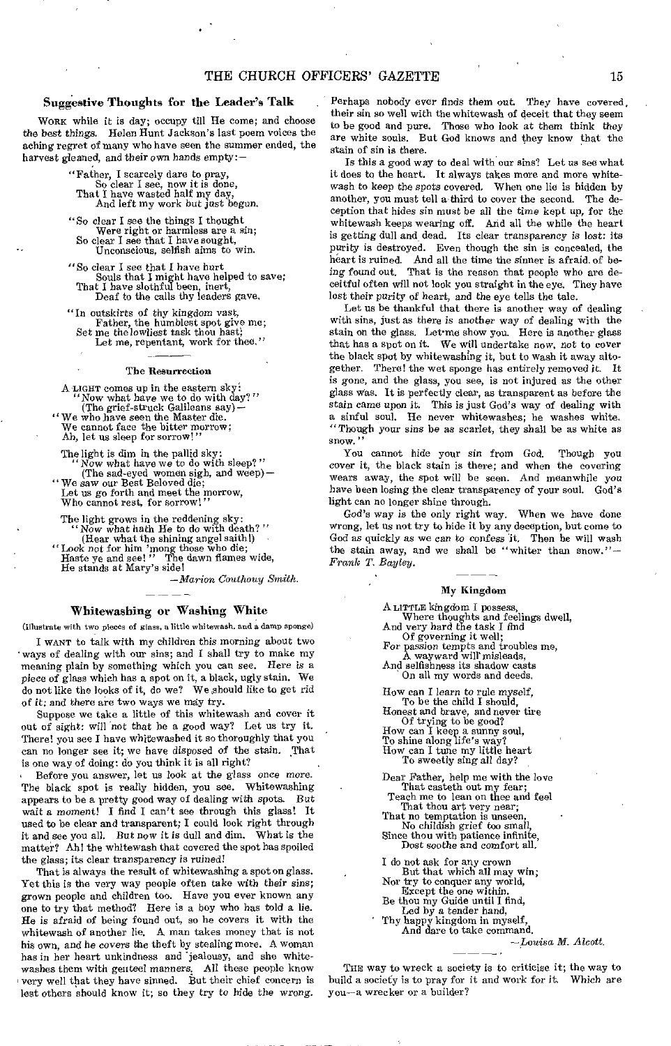### Suggestive Thoughts for the Leader's Talk

WORK while it is day; occupy till He come; and choose the best things. Helen Hunt Jackson's last poem voices the aching regret of many who have seen the summer ended, the harvest gleaned, and their own hands empty:—

"Father, I scarcely dare to pray,
So clear I see, now it is done,
That I have wasted half my day,
And left my work but just begun.

"So clear I see the things I thought
Were right or harmless are a sin;
So clear I see that I have sought,
Unconscious, selfish aims to win.

"So clear I see that I have hurt
Souls that I might have helped to save;
That I have slothful been, inert,
Deaf to the calls thy leaders gave.

"In outskirts of thy kingdom vast,
Father, the humblest spot give me;
Set me the lowliest task thou hast;
Let me, repentant, work for thee."

#### The Resurrection

A LIGHT comes up in the eastern sky:
"Now what have we to do with day?"
(The grief-struck Galileans say)—
"We who have seen the Master die.
We cannot face the bitter morrow;
Ah, let us sleep for sorrow!"

The light is dim in the pallid sky:
"Now what have we to do with sleep?"
(The sad-eyed women sigh, and weep)—
"We saw our Best Beloved die;
Let us go forth and meet the morrow,
Who cannot rest, for sorrow!"

The light grows in the reddening sky:
"Now what hath He to do with death?"
(Hear what the shining angel saith!)
"Look not for him 'mong those who die;
Haste ye and see!" The dawn flames wide,
He stands at Mary's side!

—*Marion Couthouy Smith.*

### Whitewashing or Washing White

(Illustrate with two pieces of glass, a little whitewash, and a damp sponge)

I WANT to talk with my children this morning about two ways of dealing with our sins; and I shall try to make my meaning plain by something which you can see. Here is a piece of glass which has a spot on it, a black, ugly stain. We do not like the looks of it, do we? We should like to get rid of it; and there are two ways we may try.

Suppose we take a little of this whitewash and cover it out of sight: will not that be a good way? Let us try it. There! you see I have whitewashed it so thoroughly that you can no longer see it; we have disposed of the stain. That is one way of doing: do you think it is all right?

Before you answer, let us look at the glass once more. The black spot is really hidden, you see. Whitewashing appears to be a pretty good way of dealing with spots. But wait a moment! I find I can't see through this glass! It used to be clear and transparent; I could look right through it and see you all. But now it is dull and dim. What is the matter? Ah! the whitewash that covered the spot has spoiled the glass; its clear transparency is ruined!

That is always the result of whitewashing a spot on glass. Yet this is the very way people often take with their sins; grown people and children too. Have you ever known any one to try that method? Here is a boy who has told a lie. He is afraid of being found out, so he covers it with the whitewash of another lie. A man takes money that is not his own, and he covers the theft by stealing more. A woman has in her heart unkindness and jealousy, and she whitewashes them with genteel manners. All these people know very well that they have sinned. But their chief concern is lest others should know it; so they try to hide the wrong. Perhaps nobody ever finds them out. They have covered their sin so well with the whitewash of deceit that they seem to be good and pure. Those who look at them think they are white souls. But God knows and they know that the stain of sin is there.

Is this a good way to deal with our sins? Let us see what it does to the heart. It always takes more and more whitewash to keep the spots covered. When one lie is hidden by another, you must tell a third to cover the second. The deception that hides sin must be all the time kept up, for the whitewash keeps wearing off. And all the while the heart is getting dull and dead. Its clear transparency is lost: its purity is destroyed. Even though the sin is concealed, the heart is ruined. And all the time the sinner is afraid of being found out. That is the reason that people who are deceitful often will not look you straight in the eye. They have lost their purity of heart, and the eye tells the tale.

Let us be thankful that there is another way of dealing with sins, just as there is another way of dealing with the stain on the glass. Let me show you. Here is another glass that has a spot on it. We will undertake now, not to cover the black spot by whitewashing it, but to wash it away altogether. There! the wet sponge has entirely removed it. It is gone, and the glass, you see, is not injured as the other glass was. It is perfectly clear, as transparent as before the stain came upon it. This is just God's way of dealing with a sinful soul. He never whitewashes; he washes white. "Though your sins be as scarlet, they shall be as white as snow."

You cannot hide your sin from God. Though you cover it, the black stain is there; and when the covering wears away, the spot will be seen. And meanwhile you have been losing the clear transparency of your soul. God's light can no longer shine through.

God's way is the only right way. When we have done wrong, let us not try to hide it by any deception, but come to God as quickly as we can to confess it. Then he will wash the stain away, and we shall be "whiter than snow."—*Frank T. Bayley.*

#### My Kingdom

A LITTLE kingdom I possess,
Where thoughts and feelings dwell,
And very hard the task I find
Of governing it well;
For passion tempts and troubles me,
A wayward will misleads,
And selfishness its shadow casts
On all my words and deeds.

How can I learn to rule myself,
To be the child I should,
Honest and brave, and never tire
Of trying to be good?
How can I keep a sunny soul,
To shine along life's way?
How can I tune my little heart
To sweetly sing all day?

Dear Father, help me with the love
That casteth out my fear;
Teach me to lean on thee and feel
That thou art very near;
That no temptation is unseen,
No childish grief too small,
Since thou with patience infinite,
Dost soothe and comfort all.

I do not ask for any crown
But that which all may win;
Nor try to conquer any world,
Except the one within.
Be thou my Guide until I find,
Led by a tender hand,
Thy happy kingdom in myself,
And dare to take command.

—*Louisa M. Alcott.*

THE way to wreck a society is to criticise it; the way to build a society is to pray for it and work for it. Which are you—a wrecker or a builder?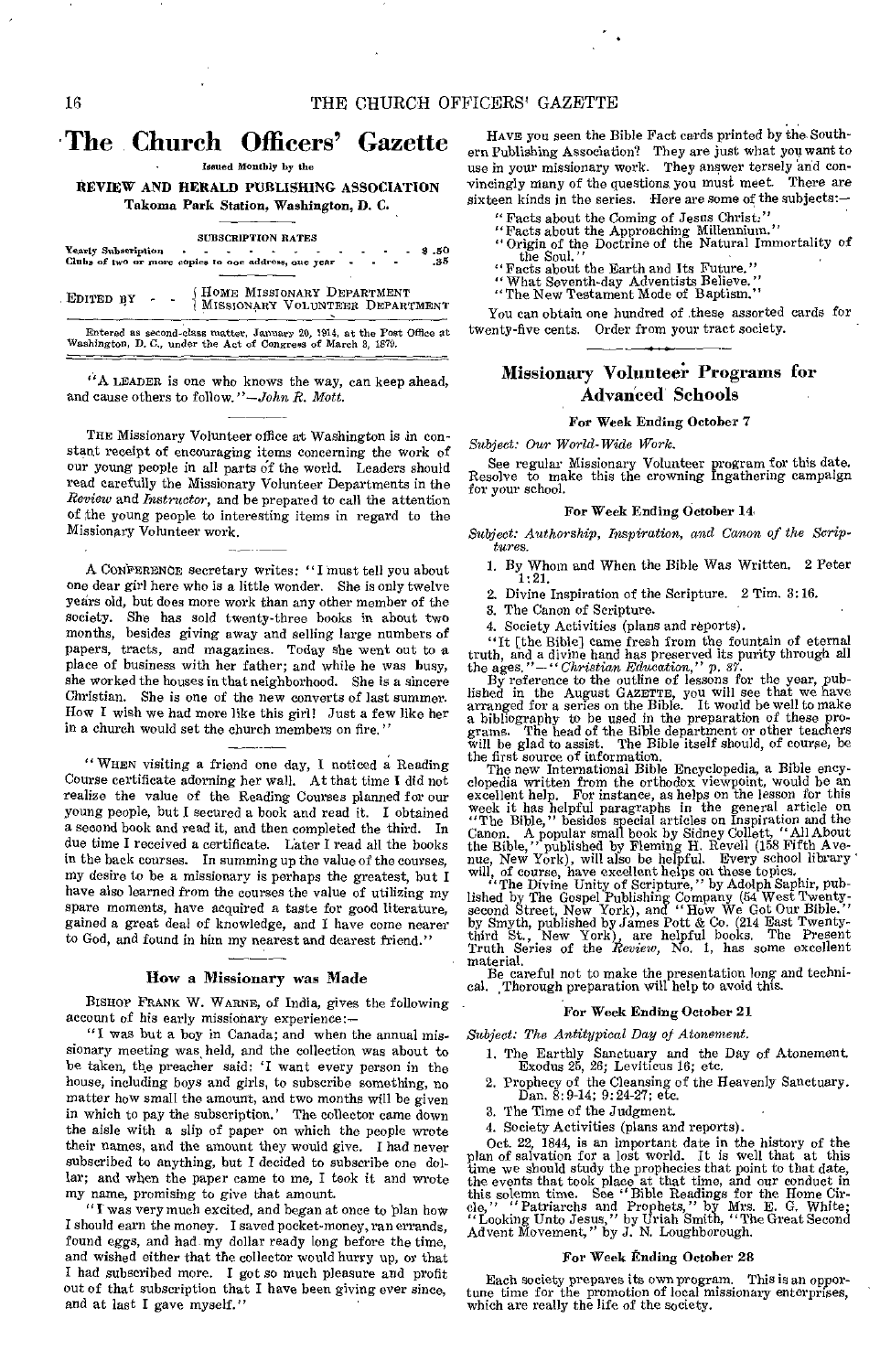# The Church Officers' Gazette

Issued Monthly by the

**REVIEW AND HERALD PUBLISHING ASSOCIATION**
Takoma Park Station, Washington, D. C.

SUBSCRIPTION RATES

| | |
|---|---|
| Yearly Subscription | $ .50 |
| Clubs of two or more copies to one address, one year | .35 |

EDITED BY — HOME MISSIONARY DEPARTMENT / MISSIONARY VOLUNTEER DEPARTMENT

Entered as second-class matter, January 20, 1914, at the Post Office at Washington, D. C., under the Act of Congress of March 3, 1879.

"A LEADER is one who knows the way, can keep ahead, and cause others to follow."—*John R. Mott.*

THE Missionary Volunteer office at Washington is in constant receipt of encouraging items concerning the work of our young people in all parts of the world. Leaders should read carefully the Missionary Volunteer Departments in the *Review* and *Instructor*, and be prepared to call the attention of the young people to interesting items in regard to the Missionary Volunteer work.

A CONFERENCE secretary writes: "I must tell you about one dear girl here who is a little wonder. She is only twelve years old, but does more work than any other member of the society. She has sold twenty-three books in about two months, besides giving away and selling large numbers of papers, tracts, and magazines. Today she went out to a place of business with her father; and while he was busy, she worked the houses in that neighborhood. She is a sincere Christian. She is one of the new converts of last summer. How I wish we had more like this girl! Just a few like her in a church would set the church members on fire."

"WHEN visiting a friend one day, I noticed a Reading Course certificate adorning her wall. At that time I did not realize the value of the Reading Courses planned for our young people, but I secured a book and read it. I obtained a second book and read it, and then completed the third. In due time I received a certificate. Later I read all the books in the back courses. In summing up the value of the courses, my desire to be a missionary is perhaps the greatest, but I have also learned from the courses the value of utilizing my spare moments, have acquired a taste for good literature, gained a great deal of knowledge, and I have come nearer to God, and found in him my nearest and dearest friend."

## How a Missionary was Made

BISHOP FRANK W. WARNE, of India, gives the following account of his early missionary experience:—

"I was but a boy in Canada; and when the annual missionary meeting was held, and the collection was about to be taken, the preacher said: 'I want every person in the house, including boys and girls, to subscribe something, no matter how small the amount, and two months will be given in which to pay the subscription.' The collector came down the aisle with a slip of paper on which the people wrote their names, and the amount they would give. I had never subscribed to anything, but I decided to subscribe one dollar; and when the paper came to me, I took it and wrote my name, promising to give that amount.

"I was very much excited, and began at once to plan how I should earn the money. I saved pocket-money, ran errands, found eggs, and had my dollar ready long before the time, and wished either that the collector would hurry up, or that I had subscribed more. I got so much pleasure and profit out of that subscription that I have been giving ever since, and at last I gave myself."

HAVE you seen the Bible Fact cards printed by the Southern Publishing Association? They are just what you want to use in your missionary work. They answer tersely and convincingly many of the questions you must meet. There are sixteen kinds in the series. Here are some of the subjects:—

"Facts about the Coming of Jesus Christ."
"Facts about the Approaching Millennium."
"Origin of the Doctrine of the Natural Immortality of the Soul."
"Facts about the Earth and Its Future."
"What Seventh-day Adventists Believe."
"The New Testament Mode of Baptism."

You can obtain one hundred of these assorted cards for twenty-five cents. Order from your tract society.

## Missionary Volunteer Programs for Advanced Schools

### For Week Ending October 7

*Subject: Our World-Wide Work.*

See regular Missionary Volunteer program for this date. Resolve to make this the crowning Ingathering campaign for your school.

### For Week Ending October 14

*Subject: Authorship, Inspiration, and Canon of the Scriptures.*

1. By Whom and When the Bible Was Written. 2 Peter 1:21.
2. Divine Inspiration of the Scripture. 2 Tim. 3:16.
3. The Canon of Scripture.
4. Society Activities (plans and reports).

"It [the Bible] came fresh from the fountain of eternal truth, and a divine hand has preserved its purity through all the ages."—"*Christian Education,*" *p. 87.*

By reference to the outline of lessons for the year, published in the August GAZETTE, you will see that we have arranged for a series on the Bible. It would be well to make a bibliography to be used in the preparation of these programs. The head of the Bible department or other teachers will be glad to assist. The Bible itself should, of course, be the first source of information.

The new International Bible Encyclopedia, a Bible encyclopedia written from the orthodox viewpoint, would be an excellent help. For instance, as helps on the lesson for this week it has helpful paragraphs in the general article on "The Bible," besides special articles on Inspiration and the Canon. A popular small book by Sidney Collett, "All About the Bible," published by Fleming H. Revell (158 Fifth Avenue, New York), will also be helpful. Every school library will, of course, have excellent helps on these topics.

"The Divine Unity of Scripture," by Adolph Saphir, published by The Gospel Publishing Company (54 West Twenty-second Street, New York), and "How We Got Our Bible," by Smyth, published by James Pott & Co. (214 East Twenty-third St., New York), are helpful books. The Present Truth Series of the *Review*, No. 1, has some excellent material.

Be careful not to make the presentation long and technical. Thorough preparation will help to avoid this.

### For Week Ending October 21

*Subject: The Antitypical Day of Atonement.*

1. The Earthly Sanctuary and the Day of Atonement. Exodus 25, 26; Leviticus 16; etc.
2. Prophecy of the Cleansing of the Heavenly Sanctuary. Dan. 8:9-14; 9:24-27; etc.
3. The Time of the Judgment.
4. Society Activities (plans and reports).

Oct. 22, 1844, is an important date in the history of the plan of salvation for a lost world. It is well that at this time we should study the prophecies that point to that date, the events that took place at that time, and our conduct in this solemn time. See "Bible Readings for the Home Circle," "Patriarchs and Prophets," by Mrs. E. G. White; "Looking Unto Jesus," by Uriah Smith, "The Great Second Advent Movement," by J. N. Loughborough.

### For Week Ending October 28

Each society prepares its own program. This is an opportune time for the promotion of local missionary enterprises, which are really the life of the society.